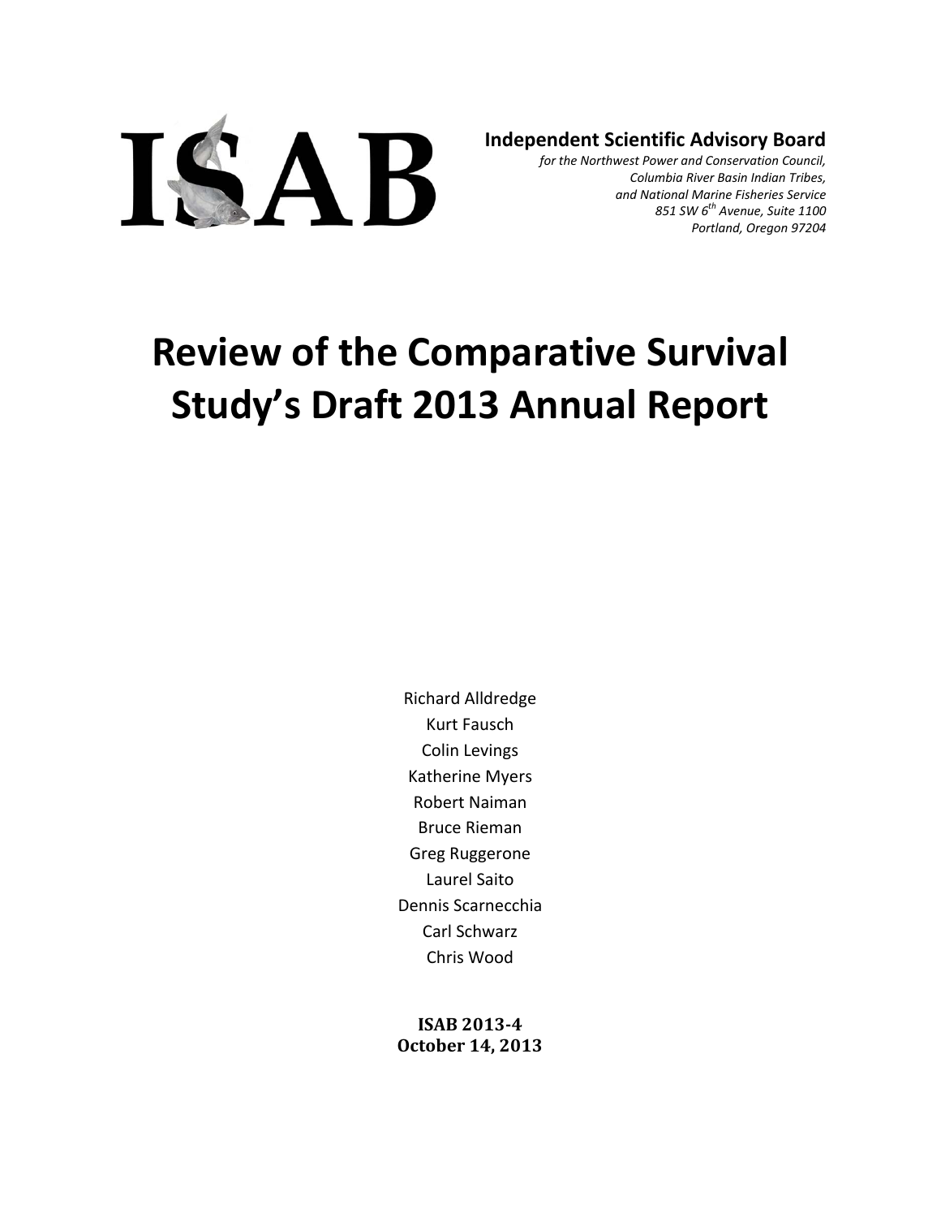ISAB

**Independent Scientific Advisory Board**

*for the Northwest Power and Conservation Council,*
*Columbia River Basin Indian Tribes,*
*and National Marine Fisheries Service*
*851 SW 6th Avenue, Suite 1100*
*Portland, Oregon 97204*

# Review of the Comparative Survival Study's Draft 2013 Annual Report

Richard Alldredge
Kurt Fausch
Colin Levings
Katherine Myers
Robert Naiman
Bruce Rieman
Greg Ruggerone
Laurel Saito
Dennis Scarnecchia
Carl Schwarz
Chris Wood

**ISAB 2013-4**
**October 14, 2013**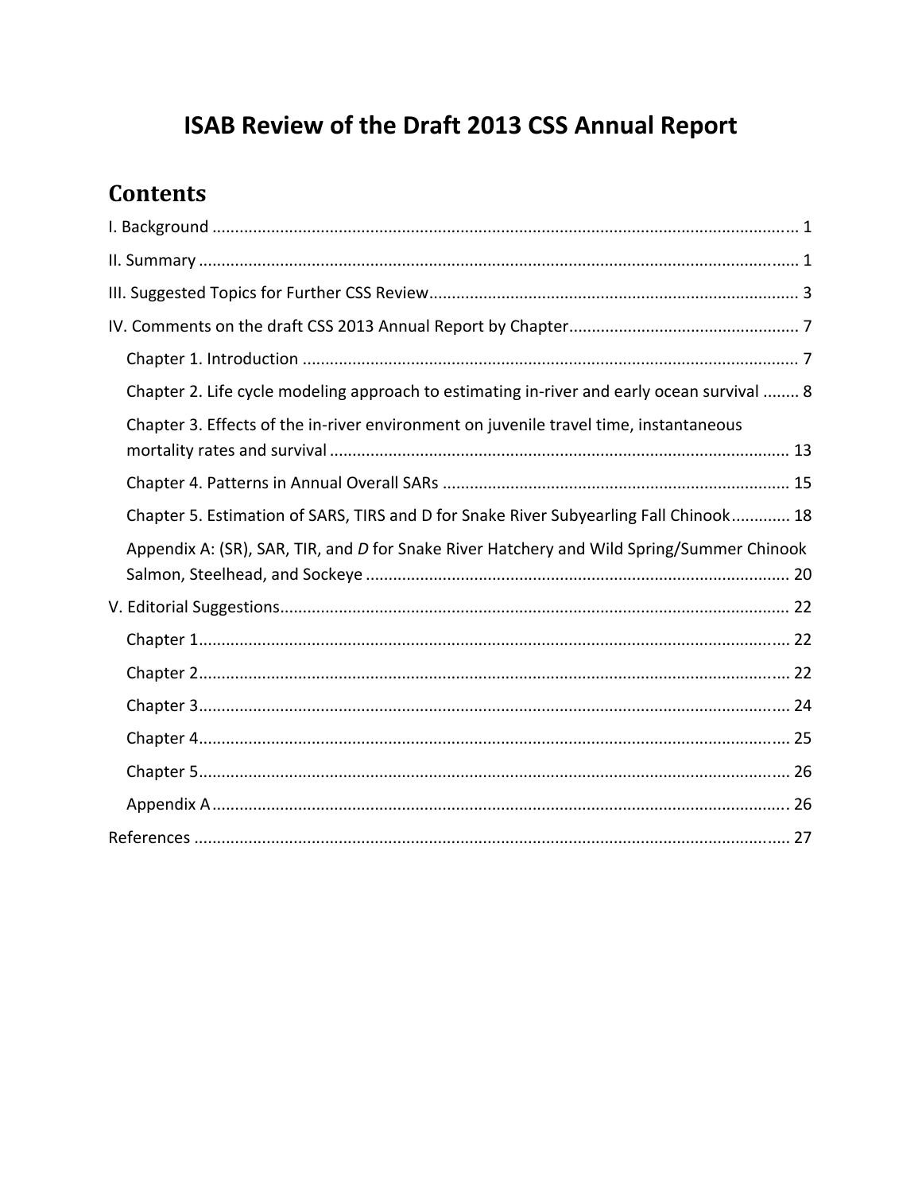# ISAB Review of the Draft 2013 CSS Annual Report

## Contents

I. Background ... 1

II. Summary ... 1

III. Suggested Topics for Further CSS Review ... 3

IV. Comments on the draft CSS 2013 Annual Report by Chapter ... 7

- Chapter 1. Introduction ... 7
- Chapter 2. Life cycle modeling approach to estimating in-river and early ocean survival ... 8
- Chapter 3. Effects of the in-river environment on juvenile travel time, instantaneous mortality rates and survival ... 13
- Chapter 4. Patterns in Annual Overall SARs ... 15
- Chapter 5. Estimation of SARS, TIRS and D for Snake River Subyearling Fall Chinook ... 18
- Appendix A: (SR), SAR, TIR, and *D* for Snake River Hatchery and Wild Spring/Summer Chinook Salmon, Steelhead, and Sockeye ... 20

V. Editorial Suggestions ... 22

- Chapter 1 ... 22
- Chapter 2 ... 22
- Chapter 3 ... 24
- Chapter 4 ... 25
- Chapter 5 ... 26
- Appendix A ... 26

References ... 27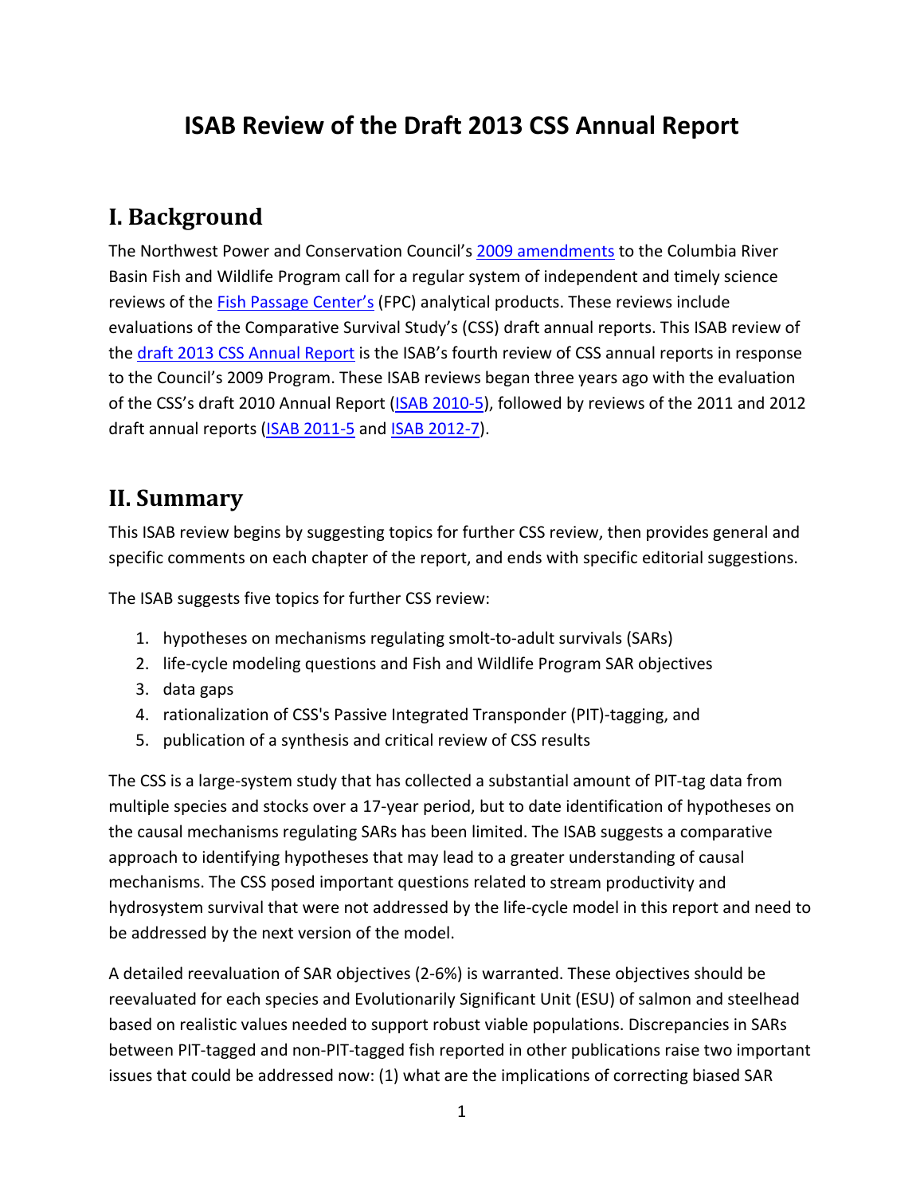# ISAB Review of the Draft 2013 CSS Annual Report

## I. Background

The Northwest Power and Conservation Council's [2009 amendments](#) to the Columbia River Basin Fish and Wildlife Program call for a regular system of independent and timely science reviews of the [Fish Passage Center's](#) (FPC) analytical products. These reviews include evaluations of the Comparative Survival Study's (CSS) draft annual reports. This ISAB review of the [draft 2013 CSS Annual Report](#) is the ISAB's fourth review of CSS annual reports in response to the Council's 2009 Program. These ISAB reviews began three years ago with the evaluation of the CSS's draft 2010 Annual Report ([ISAB 2010-5](#)), followed by reviews of the 2011 and 2012 draft annual reports ([ISAB 2011-5](#) and [ISAB 2012-7](#)).

## II. Summary

This ISAB review begins by suggesting topics for further CSS review, then provides general and specific comments on each chapter of the report, and ends with specific editorial suggestions.

The ISAB suggests five topics for further CSS review:

1. hypotheses on mechanisms regulating smolt-to-adult survivals (SARs)
2. life-cycle modeling questions and Fish and Wildlife Program SAR objectives
3. data gaps
4. rationalization of CSS's Passive Integrated Transponder (PIT)-tagging, and
5. publication of a synthesis and critical review of CSS results

The CSS is a large-system study that has collected a substantial amount of PIT-tag data from multiple species and stocks over a 17-year period, but to date identification of hypotheses on the causal mechanisms regulating SARs has been limited. The ISAB suggests a comparative approach to identifying hypotheses that may lead to a greater understanding of causal mechanisms. The CSS posed important questions related to stream productivity and hydrosystem survival that were not addressed by the life-cycle model in this report and need to be addressed by the next version of the model.

A detailed reevaluation of SAR objectives (2-6%) is warranted. These objectives should be reevaluated for each species and Evolutionarily Significant Unit (ESU) of salmon and steelhead based on realistic values needed to support robust viable populations. Discrepancies in SARs between PIT-tagged and non-PIT-tagged fish reported in other publications raise two important issues that could be addressed now: (1) what are the implications of correcting biased SAR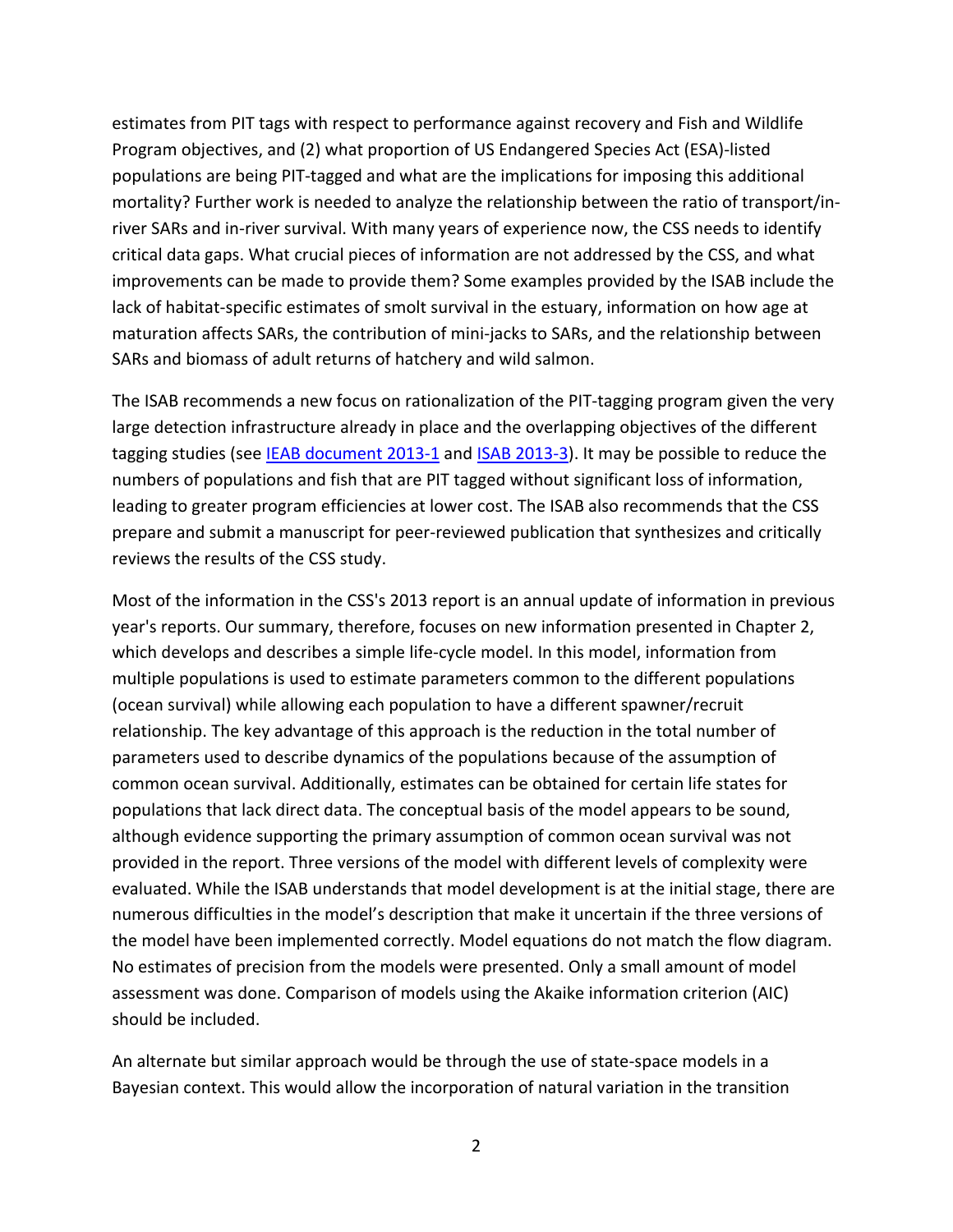estimates from PIT tags with respect to performance against recovery and Fish and Wildlife Program objectives, and (2) what proportion of US Endangered Species Act (ESA)-listed populations are being PIT-tagged and what are the implications for imposing this additional mortality? Further work is needed to analyze the relationship between the ratio of transport/in-river SARs and in-river survival. With many years of experience now, the CSS needs to identify critical data gaps. What crucial pieces of information are not addressed by the CSS, and what improvements can be made to provide them? Some examples provided by the ISAB include the lack of habitat-specific estimates of smolt survival in the estuary, information on how age at maturation affects SARs, the contribution of mini-jacks to SARs, and the relationship between SARs and biomass of adult returns of hatchery and wild salmon.

The ISAB recommends a new focus on rationalization of the PIT-tagging program given the very large detection infrastructure already in place and the overlapping objectives of the different tagging studies (see IEAB document 2013-1 and ISAB 2013-3). It may be possible to reduce the numbers of populations and fish that are PIT tagged without significant loss of information, leading to greater program efficiencies at lower cost. The ISAB also recommends that the CSS prepare and submit a manuscript for peer-reviewed publication that synthesizes and critically reviews the results of the CSS study.

Most of the information in the CSS's 2013 report is an annual update of information in previous year's reports. Our summary, therefore, focuses on new information presented in Chapter 2, which develops and describes a simple life-cycle model. In this model, information from multiple populations is used to estimate parameters common to the different populations (ocean survival) while allowing each population to have a different spawner/recruit relationship. The key advantage of this approach is the reduction in the total number of parameters used to describe dynamics of the populations because of the assumption of common ocean survival. Additionally, estimates can be obtained for certain life states for populations that lack direct data. The conceptual basis of the model appears to be sound, although evidence supporting the primary assumption of common ocean survival was not provided in the report. Three versions of the model with different levels of complexity were evaluated. While the ISAB understands that model development is at the initial stage, there are numerous difficulties in the model's description that make it uncertain if the three versions of the model have been implemented correctly. Model equations do not match the flow diagram. No estimates of precision from the models were presented. Only a small amount of model assessment was done. Comparison of models using the Akaike information criterion (AIC) should be included.

An alternate but similar approach would be through the use of state-space models in a Bayesian context. This would allow the incorporation of natural variation in the transition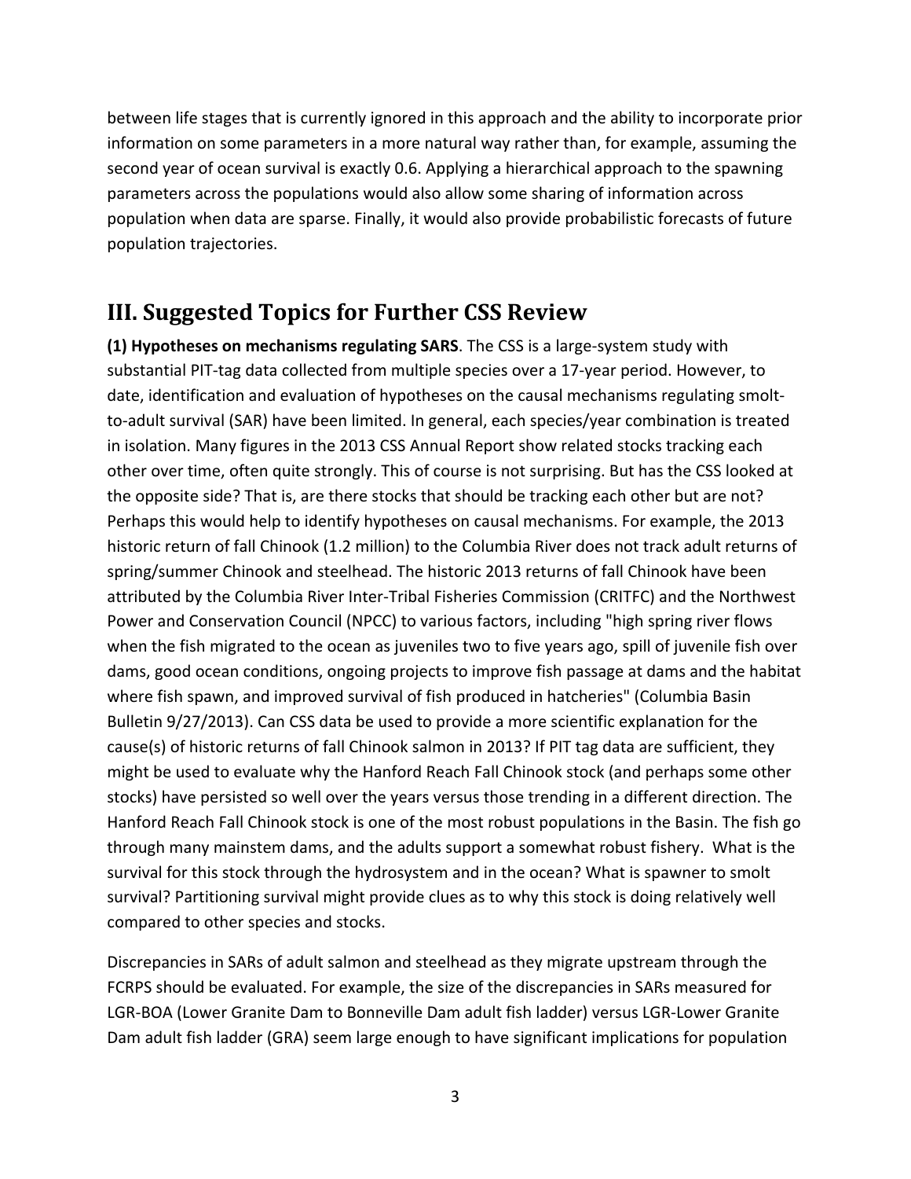between life stages that is currently ignored in this approach and the ability to incorporate prior information on some parameters in a more natural way rather than, for example, assuming the second year of ocean survival is exactly 0.6. Applying a hierarchical approach to the spawning parameters across the populations would also allow some sharing of information across population when data are sparse. Finally, it would also provide probabilistic forecasts of future population trajectories.

## III. Suggested Topics for Further CSS Review

**(1) Hypotheses on mechanisms regulating SARS**. The CSS is a large-system study with substantial PIT-tag data collected from multiple species over a 17-year period. However, to date, identification and evaluation of hypotheses on the causal mechanisms regulating smolt-to-adult survival (SAR) have been limited. In general, each species/year combination is treated in isolation. Many figures in the 2013 CSS Annual Report show related stocks tracking each other over time, often quite strongly. This of course is not surprising. But has the CSS looked at the opposite side? That is, are there stocks that should be tracking each other but are not? Perhaps this would help to identify hypotheses on causal mechanisms. For example, the 2013 historic return of fall Chinook (1.2 million) to the Columbia River does not track adult returns of spring/summer Chinook and steelhead. The historic 2013 returns of fall Chinook have been attributed by the Columbia River Inter-Tribal Fisheries Commission (CRITFC) and the Northwest Power and Conservation Council (NPCC) to various factors, including "high spring river flows when the fish migrated to the ocean as juveniles two to five years ago, spill of juvenile fish over dams, good ocean conditions, ongoing projects to improve fish passage at dams and the habitat where fish spawn, and improved survival of fish produced in hatcheries" (Columbia Basin Bulletin 9/27/2013). Can CSS data be used to provide a more scientific explanation for the cause(s) of historic returns of fall Chinook salmon in 2013? If PIT tag data are sufficient, they might be used to evaluate why the Hanford Reach Fall Chinook stock (and perhaps some other stocks) have persisted so well over the years versus those trending in a different direction. The Hanford Reach Fall Chinook stock is one of the most robust populations in the Basin. The fish go through many mainstem dams, and the adults support a somewhat robust fishery. What is the survival for this stock through the hydrosystem and in the ocean? What is spawner to smolt survival? Partitioning survival might provide clues as to why this stock is doing relatively well compared to other species and stocks.

Discrepancies in SARs of adult salmon and steelhead as they migrate upstream through the FCRPS should be evaluated. For example, the size of the discrepancies in SARs measured for LGR-BOA (Lower Granite Dam to Bonneville Dam adult fish ladder) versus LGR-Lower Granite Dam adult fish ladder (GRA) seem large enough to have significant implications for population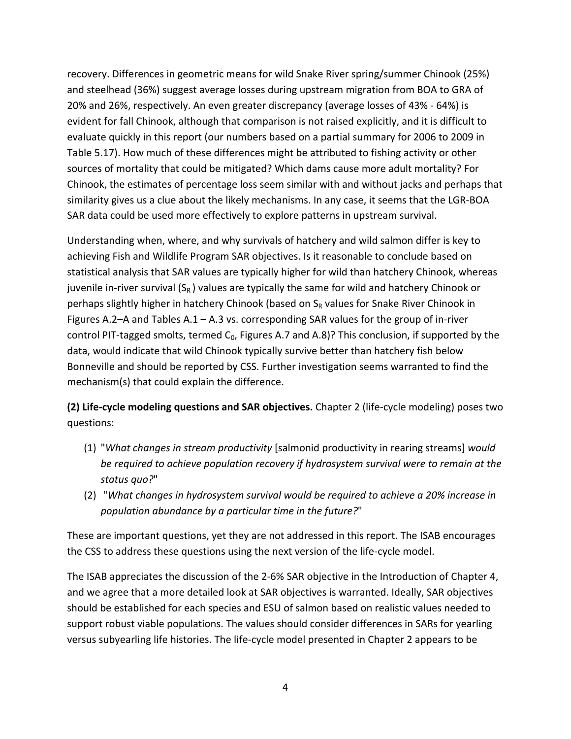recovery. Differences in geometric means for wild Snake River spring/summer Chinook (25%) and steelhead (36%) suggest average losses during upstream migration from BOA to GRA of 20% and 26%, respectively. An even greater discrepancy (average losses of 43% - 64%) is evident for fall Chinook, although that comparison is not raised explicitly, and it is difficult to evaluate quickly in this report (our numbers based on a partial summary for 2006 to 2009 in Table 5.17). How much of these differences might be attributed to fishing activity or other sources of mortality that could be mitigated? Which dams cause more adult mortality? For Chinook, the estimates of percentage loss seem similar with and without jacks and perhaps that similarity gives us a clue about the likely mechanisms. In any case, it seems that the LGR-BOA SAR data could be used more effectively to explore patterns in upstream survival.

Understanding when, where, and why survivals of hatchery and wild salmon differ is key to achieving Fish and Wildlife Program SAR objectives. Is it reasonable to conclude based on statistical analysis that SAR values are typically higher for wild than hatchery Chinook, whereas juvenile in-river survival ($S_R$) values are typically the same for wild and hatchery Chinook or perhaps slightly higher in hatchery Chinook (based on $S_R$ values for Snake River Chinook in Figures A.2–A and Tables A.1 – A.3 vs. corresponding SAR values for the group of in-river control PIT-tagged smolts, termed $C_0$, Figures A.7 and A.8)? This conclusion, if supported by the data, would indicate that wild Chinook typically survive better than hatchery fish below Bonneville and should be reported by CSS. Further investigation seems warranted to find the mechanism(s) that could explain the difference.

**(2) Life-cycle modeling questions and SAR objectives.** Chapter 2 (life-cycle modeling) poses two questions:

1. "*What changes in stream productivity* [salmonid productivity in rearing streams] *would be required to achieve population recovery if hydrosystem survival were to remain at the status quo?*"
2. "*What changes in hydrosystem survival would be required to achieve a 20% increase in population abundance by a particular time in the future?*"

These are important questions, yet they are not addressed in this report. The ISAB encourages the CSS to address these questions using the next version of the life-cycle model.

The ISAB appreciates the discussion of the 2-6% SAR objective in the Introduction of Chapter 4, and we agree that a more detailed look at SAR objectives is warranted. Ideally, SAR objectives should be established for each species and ESU of salmon based on realistic values needed to support robust viable populations. The values should consider differences in SARs for yearling versus subyearling life histories. The life-cycle model presented in Chapter 2 appears to be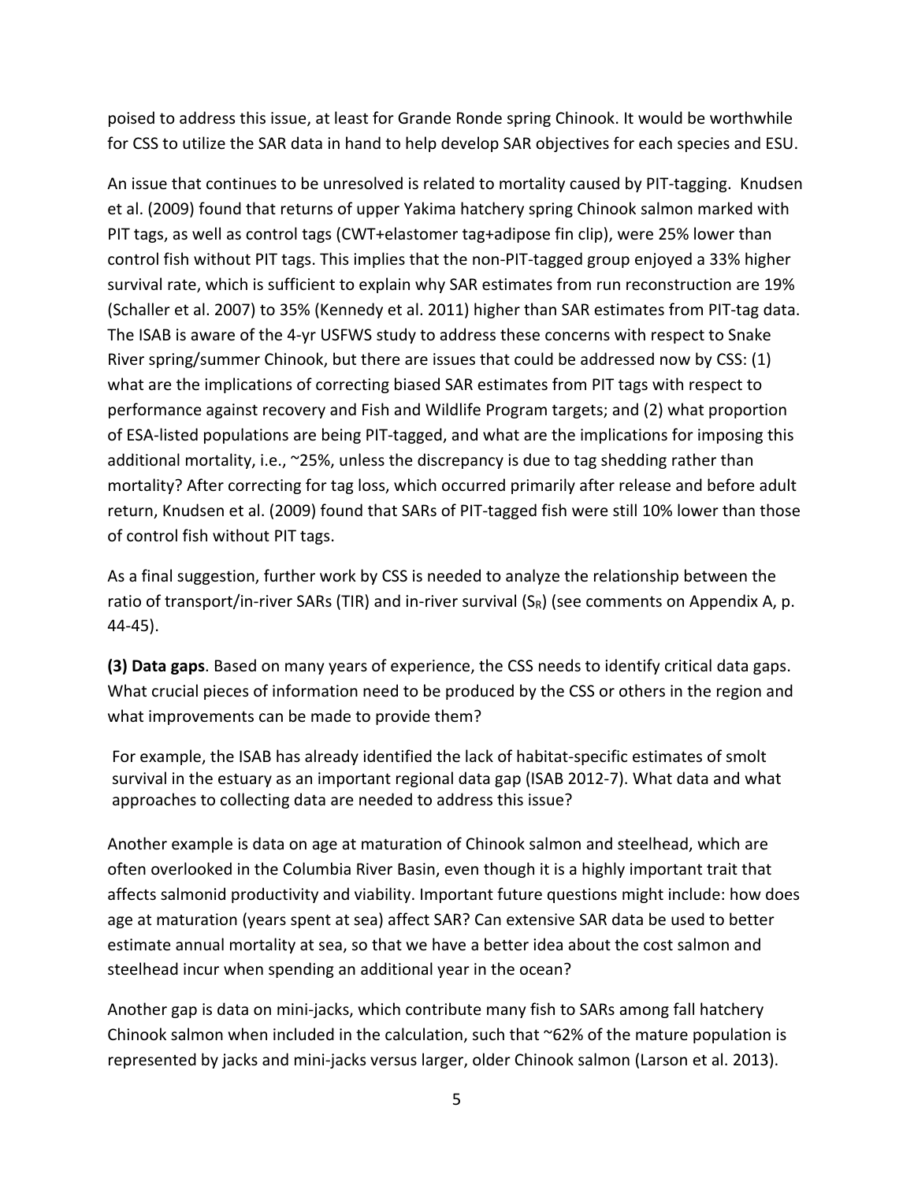poised to address this issue, at least for Grande Ronde spring Chinook. It would be worthwhile for CSS to utilize the SAR data in hand to help develop SAR objectives for each species and ESU.

An issue that continues to be unresolved is related to mortality caused by PIT-tagging. Knudsen et al. (2009) found that returns of upper Yakima hatchery spring Chinook salmon marked with PIT tags, as well as control tags (CWT+elastomer tag+adipose fin clip), were 25% lower than control fish without PIT tags. This implies that the non-PIT-tagged group enjoyed a 33% higher survival rate, which is sufficient to explain why SAR estimates from run reconstruction are 19% (Schaller et al. 2007) to 35% (Kennedy et al. 2011) higher than SAR estimates from PIT-tag data. The ISAB is aware of the 4-yr USFWS study to address these concerns with respect to Snake River spring/summer Chinook, but there are issues that could be addressed now by CSS: (1) what are the implications of correcting biased SAR estimates from PIT tags with respect to performance against recovery and Fish and Wildlife Program targets; and (2) what proportion of ESA-listed populations are being PIT-tagged, and what are the implications for imposing this additional mortality, i.e., ~25%, unless the discrepancy is due to tag shedding rather than mortality? After correcting for tag loss, which occurred primarily after release and before adult return, Knudsen et al. (2009) found that SARs of PIT-tagged fish were still 10% lower than those of control fish without PIT tags.

As a final suggestion, further work by CSS is needed to analyze the relationship between the ratio of transport/in-river SARs (TIR) and in-river survival ($S_R$) (see comments on Appendix A, p. 44-45).

**(3) Data gaps**. Based on many years of experience, the CSS needs to identify critical data gaps. What crucial pieces of information need to be produced by the CSS or others in the region and what improvements can be made to provide them?

For example, the ISAB has already identified the lack of habitat-specific estimates of smolt survival in the estuary as an important regional data gap (ISAB 2012-7). What data and what approaches to collecting data are needed to address this issue?

Another example is data on age at maturation of Chinook salmon and steelhead, which are often overlooked in the Columbia River Basin, even though it is a highly important trait that affects salmonid productivity and viability. Important future questions might include: how does age at maturation (years spent at sea) affect SAR? Can extensive SAR data be used to better estimate annual mortality at sea, so that we have a better idea about the cost salmon and steelhead incur when spending an additional year in the ocean?

Another gap is data on mini-jacks, which contribute many fish to SARs among fall hatchery Chinook salmon when included in the calculation, such that ~62% of the mature population is represented by jacks and mini-jacks versus larger, older Chinook salmon (Larson et al. 2013).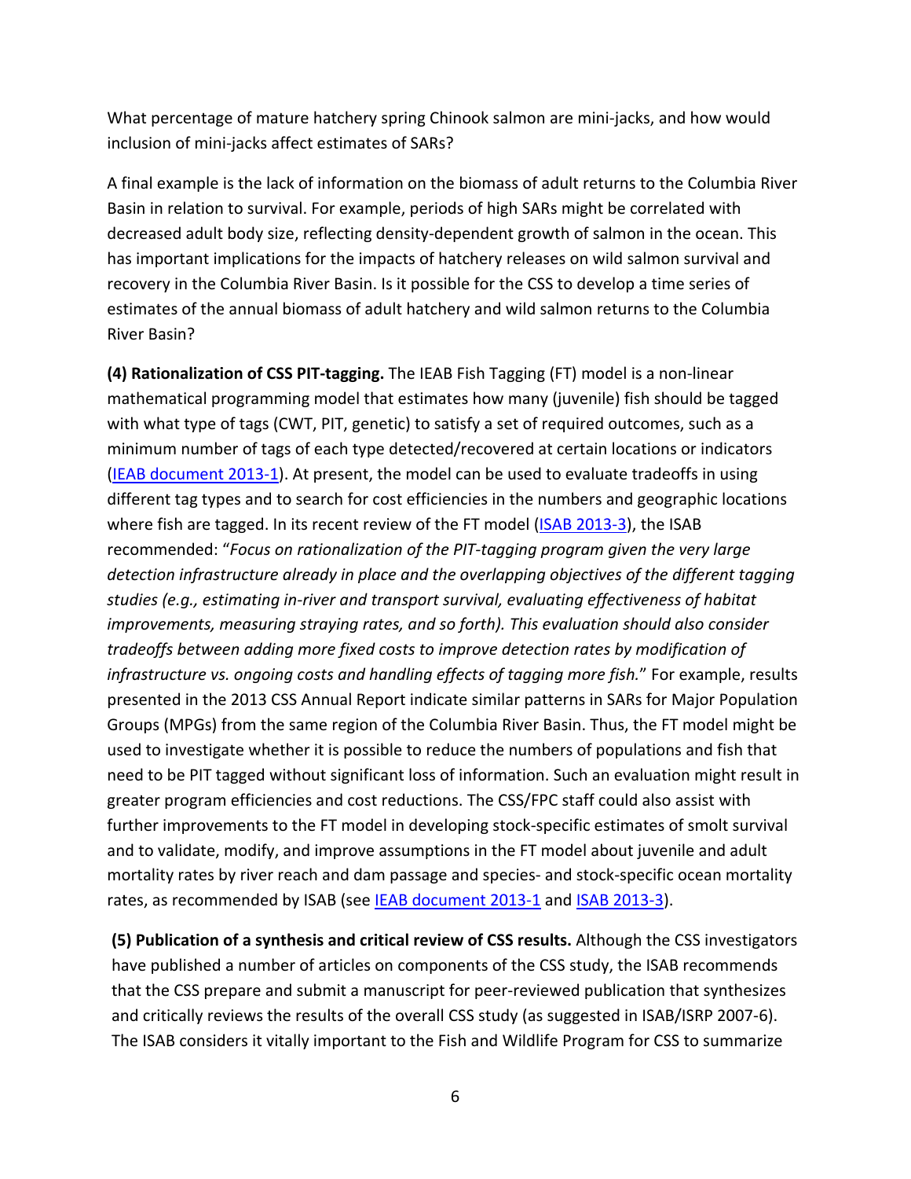What percentage of mature hatchery spring Chinook salmon are mini-jacks, and how would inclusion of mini-jacks affect estimates of SARs?

A final example is the lack of information on the biomass of adult returns to the Columbia River Basin in relation to survival. For example, periods of high SARs might be correlated with decreased adult body size, reflecting density-dependent growth of salmon in the ocean. This has important implications for the impacts of hatchery releases on wild salmon survival and recovery in the Columbia River Basin. Is it possible for the CSS to develop a time series of estimates of the annual biomass of adult hatchery and wild salmon returns to the Columbia River Basin?

**(4) Rationalization of CSS PIT-tagging.** The IEAB Fish Tagging (FT) model is a non-linear mathematical programming model that estimates how many (juvenile) fish should be tagged with what type of tags (CWT, PIT, genetic) to satisfy a set of required outcomes, such as a minimum number of tags of each type detected/recovered at certain locations or indicators (IEAB document 2013-1). At present, the model can be used to evaluate tradeoffs in using different tag types and to search for cost efficiencies in the numbers and geographic locations where fish are tagged. In its recent review of the FT model (ISAB 2013-3), the ISAB recommended: "*Focus on rationalization of the PIT-tagging program given the very large detection infrastructure already in place and the overlapping objectives of the different tagging studies (e.g., estimating in-river and transport survival, evaluating effectiveness of habitat improvements, measuring straying rates, and so forth). This evaluation should also consider tradeoffs between adding more fixed costs to improve detection rates by modification of infrastructure vs. ongoing costs and handling effects of tagging more fish.*" For example, results presented in the 2013 CSS Annual Report indicate similar patterns in SARs for Major Population Groups (MPGs) from the same region of the Columbia River Basin. Thus, the FT model might be used to investigate whether it is possible to reduce the numbers of populations and fish that need to be PIT tagged without significant loss of information. Such an evaluation might result in greater program efficiencies and cost reductions. The CSS/FPC staff could also assist with further improvements to the FT model in developing stock-specific estimates of smolt survival and to validate, modify, and improve assumptions in the FT model about juvenile and adult mortality rates by river reach and dam passage and species- and stock-specific ocean mortality rates, as recommended by ISAB (see IEAB document 2013-1 and ISAB 2013-3).

**(5) Publication of a synthesis and critical review of CSS results.** Although the CSS investigators have published a number of articles on components of the CSS study, the ISAB recommends that the CSS prepare and submit a manuscript for peer-reviewed publication that synthesizes and critically reviews the results of the overall CSS study (as suggested in ISAB/ISRP 2007-6). The ISAB considers it vitally important to the Fish and Wildlife Program for CSS to summarize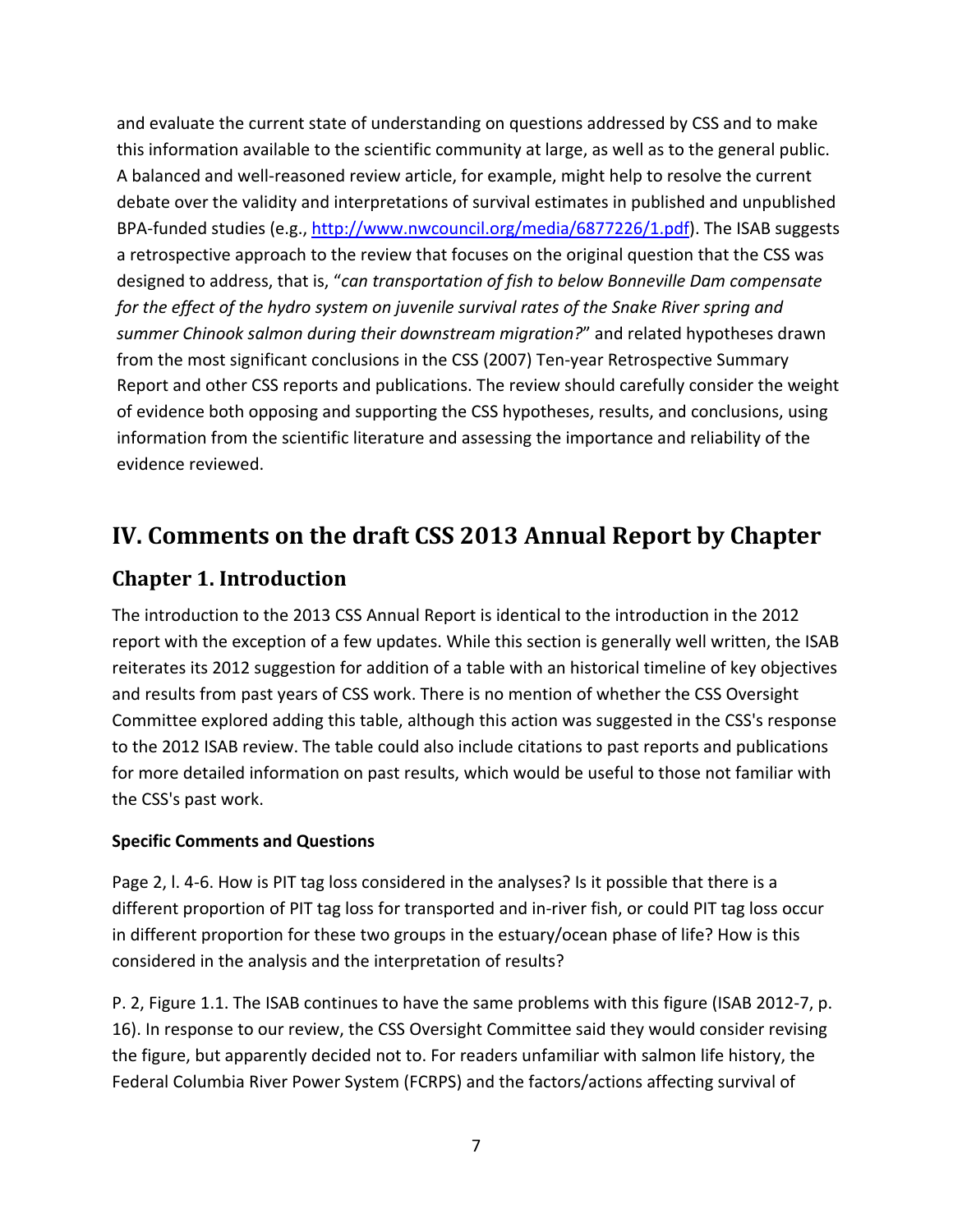and evaluate the current state of understanding on questions addressed by CSS and to make this information available to the scientific community at large, as well as to the general public. A balanced and well-reasoned review article, for example, might help to resolve the current debate over the validity and interpretations of survival estimates in published and unpublished BPA-funded studies (e.g., http://www.nwcouncil.org/media/6877226/1.pdf). The ISAB suggests a retrospective approach to the review that focuses on the original question that the CSS was designed to address, that is, "*can transportation of fish to below Bonneville Dam compensate for the effect of the hydro system on juvenile survival rates of the Snake River spring and summer Chinook salmon during their downstream migration?*" and related hypotheses drawn from the most significant conclusions in the CSS (2007) Ten-year Retrospective Summary Report and other CSS reports and publications. The review should carefully consider the weight of evidence both opposing and supporting the CSS hypotheses, results, and conclusions, using information from the scientific literature and assessing the importance and reliability of the evidence reviewed.

# IV. Comments on the draft CSS 2013 Annual Report by Chapter

## Chapter 1. Introduction

The introduction to the 2013 CSS Annual Report is identical to the introduction in the 2012 report with the exception of a few updates. While this section is generally well written, the ISAB reiterates its 2012 suggestion for addition of a table with an historical timeline of key objectives and results from past years of CSS work. There is no mention of whether the CSS Oversight Committee explored adding this table, although this action was suggested in the CSS's response to the 2012 ISAB review. The table could also include citations to past reports and publications for more detailed information on past results, which would be useful to those not familiar with the CSS's past work.

**Specific Comments and Questions**

Page 2, l. 4-6. How is PIT tag loss considered in the analyses? Is it possible that there is a different proportion of PIT tag loss for transported and in-river fish, or could PIT tag loss occur in different proportion for these two groups in the estuary/ocean phase of life? How is this considered in the analysis and the interpretation of results?

P. 2, Figure 1.1. The ISAB continues to have the same problems with this figure (ISAB 2012-7, p. 16). In response to our review, the CSS Oversight Committee said they would consider revising the figure, but apparently decided not to. For readers unfamiliar with salmon life history, the Federal Columbia River Power System (FCRPS) and the factors/actions affecting survival of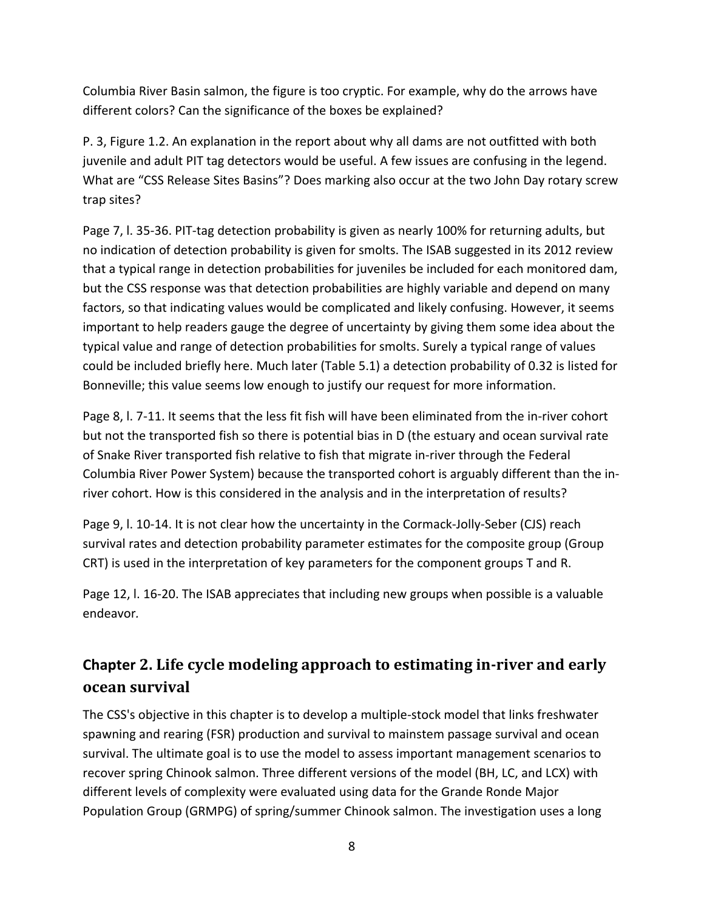Columbia River Basin salmon, the figure is too cryptic. For example, why do the arrows have different colors? Can the significance of the boxes be explained?

P. 3, Figure 1.2. An explanation in the report about why all dams are not outfitted with both juvenile and adult PIT tag detectors would be useful. A few issues are confusing in the legend. What are "CSS Release Sites Basins"? Does marking also occur at the two John Day rotary screw trap sites?

Page 7, l. 35-36. PIT-tag detection probability is given as nearly 100% for returning adults, but no indication of detection probability is given for smolts. The ISAB suggested in its 2012 review that a typical range in detection probabilities for juveniles be included for each monitored dam, but the CSS response was that detection probabilities are highly variable and depend on many factors, so that indicating values would be complicated and likely confusing. However, it seems important to help readers gauge the degree of uncertainty by giving them some idea about the typical value and range of detection probabilities for smolts. Surely a typical range of values could be included briefly here. Much later (Table 5.1) a detection probability of 0.32 is listed for Bonneville; this value seems low enough to justify our request for more information.

Page 8, l. 7-11. It seems that the less fit fish will have been eliminated from the in-river cohort but not the transported fish so there is potential bias in D (the estuary and ocean survival rate of Snake River transported fish relative to fish that migrate in-river through the Federal Columbia River Power System) because the transported cohort is arguably different than the in-river cohort. How is this considered in the analysis and in the interpretation of results?

Page 9, l. 10-14. It is not clear how the uncertainty in the Cormack-Jolly-Seber (CJS) reach survival rates and detection probability parameter estimates for the composite group (Group CRT) is used in the interpretation of key parameters for the component groups T and R.

Page 12, l. 16-20. The ISAB appreciates that including new groups when possible is a valuable endeavor.

## Chapter 2. Life cycle modeling approach to estimating in-river and early ocean survival

The CSS's objective in this chapter is to develop a multiple-stock model that links freshwater spawning and rearing (FSR) production and survival to mainstem passage survival and ocean survival. The ultimate goal is to use the model to assess important management scenarios to recover spring Chinook salmon. Three different versions of the model (BH, LC, and LCX) with different levels of complexity were evaluated using data for the Grande Ronde Major Population Group (GRMPG) of spring/summer Chinook salmon. The investigation uses a long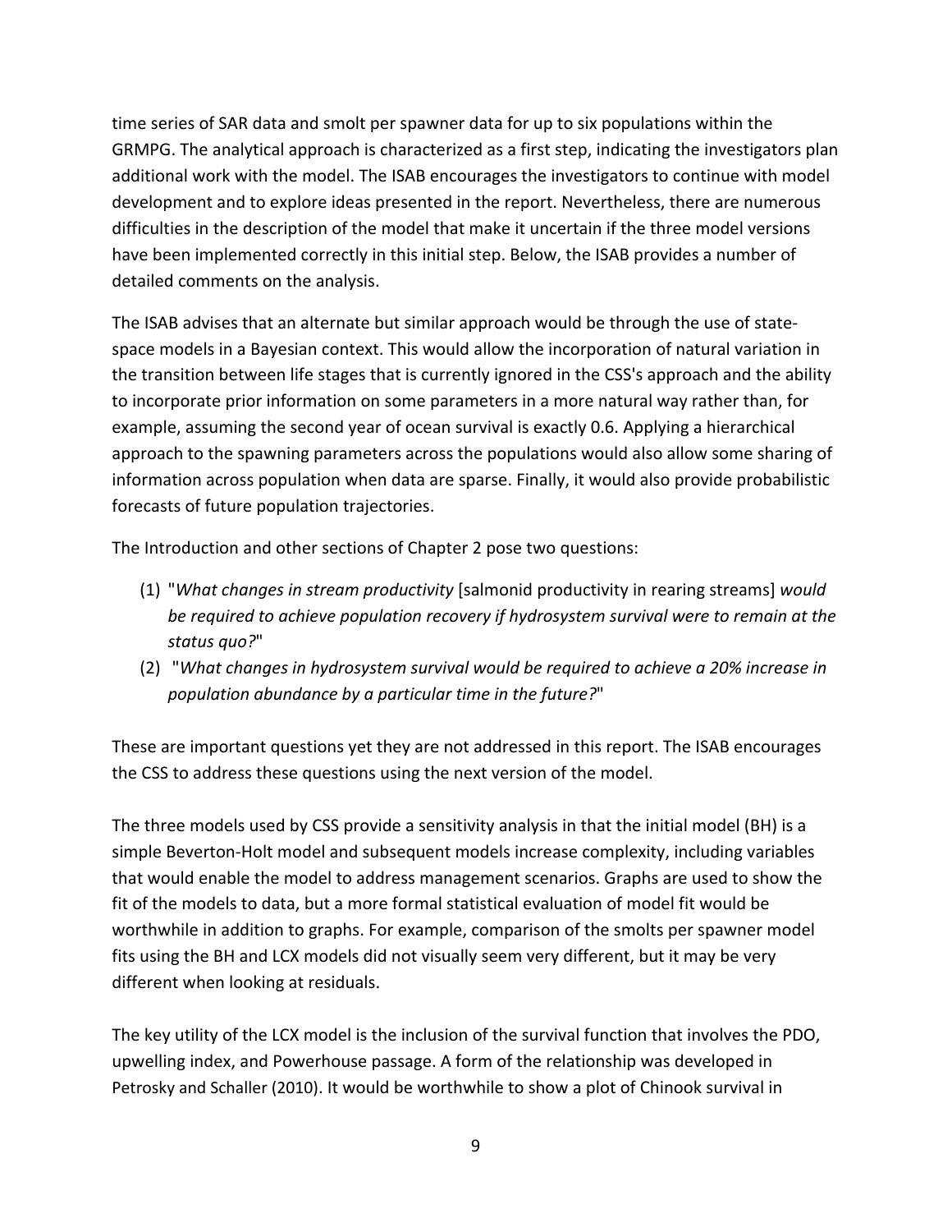time series of SAR data and smolt per spawner data for up to six populations within the GRMPG. The analytical approach is characterized as a first step, indicating the investigators plan additional work with the model. The ISAB encourages the investigators to continue with model development and to explore ideas presented in the report. Nevertheless, there are numerous difficulties in the description of the model that make it uncertain if the three model versions have been implemented correctly in this initial step. Below, the ISAB provides a number of detailed comments on the analysis.

The ISAB advises that an alternate but similar approach would be through the use of state-space models in a Bayesian context. This would allow the incorporation of natural variation in the transition between life stages that is currently ignored in the CSS's approach and the ability to incorporate prior information on some parameters in a more natural way rather than, for example, assuming the second year of ocean survival is exactly 0.6. Applying a hierarchical approach to the spawning parameters across the populations would also allow some sharing of information across population when data are sparse. Finally, it would also provide probabilistic forecasts of future population trajectories.

The Introduction and other sections of Chapter 2 pose two questions:

(1) "*What changes in stream productivity* [salmonid productivity in rearing streams] *would be required to achieve population recovery if hydrosystem survival were to remain at the status quo?*"
(2) "*What changes in hydrosystem survival would be required to achieve a 20% increase in population abundance by a particular time in the future?*"

These are important questions yet they are not addressed in this report. The ISAB encourages the CSS to address these questions using the next version of the model.

The three models used by CSS provide a sensitivity analysis in that the initial model (BH) is a simple Beverton-Holt model and subsequent models increase complexity, including variables that would enable the model to address management scenarios. Graphs are used to show the fit of the models to data, but a more formal statistical evaluation of model fit would be worthwhile in addition to graphs. For example, comparison of the smolts per spawner model fits using the BH and LCX models did not visually seem very different, but it may be very different when looking at residuals.

The key utility of the LCX model is the inclusion of the survival function that involves the PDO, upwelling index, and Powerhouse passage. A form of the relationship was developed in Petrosky and Schaller (2010). It would be worthwhile to show a plot of Chinook survival in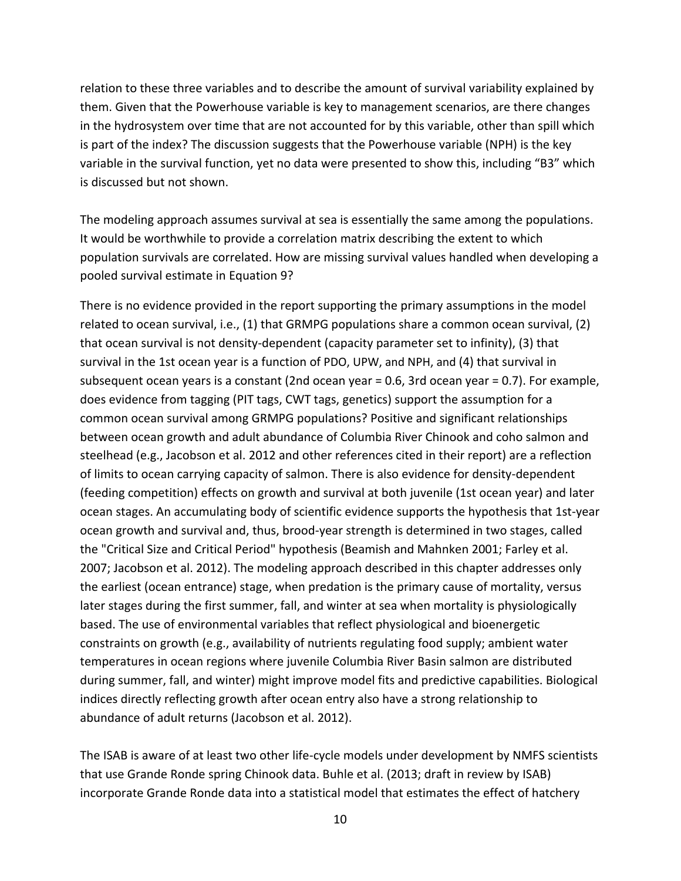relation to these three variables and to describe the amount of survival variability explained by them. Given that the Powerhouse variable is key to management scenarios, are there changes in the hydrosystem over time that are not accounted for by this variable, other than spill which is part of the index? The discussion suggests that the Powerhouse variable (NPH) is the key variable in the survival function, yet no data were presented to show this, including "B3" which is discussed but not shown.

The modeling approach assumes survival at sea is essentially the same among the populations. It would be worthwhile to provide a correlation matrix describing the extent to which population survivals are correlated. How are missing survival values handled when developing a pooled survival estimate in Equation 9?

There is no evidence provided in the report supporting the primary assumptions in the model related to ocean survival, i.e., (1) that GRMPG populations share a common ocean survival, (2) that ocean survival is not density-dependent (capacity parameter set to infinity), (3) that survival in the 1st ocean year is a function of PDO, UPW, and NPH, and (4) that survival in subsequent ocean years is a constant (2nd ocean year = 0.6, 3rd ocean year = 0.7). For example, does evidence from tagging (PIT tags, CWT tags, genetics) support the assumption for a common ocean survival among GRMPG populations? Positive and significant relationships between ocean growth and adult abundance of Columbia River Chinook and coho salmon and steelhead (e.g., Jacobson et al. 2012 and other references cited in their report) are a reflection of limits to ocean carrying capacity of salmon. There is also evidence for density-dependent (feeding competition) effects on growth and survival at both juvenile (1st ocean year) and later ocean stages. An accumulating body of scientific evidence supports the hypothesis that 1st-year ocean growth and survival and, thus, brood-year strength is determined in two stages, called the "Critical Size and Critical Period" hypothesis (Beamish and Mahnken 2001; Farley et al. 2007; Jacobson et al. 2012). The modeling approach described in this chapter addresses only the earliest (ocean entrance) stage, when predation is the primary cause of mortality, versus later stages during the first summer, fall, and winter at sea when mortality is physiologically based. The use of environmental variables that reflect physiological and bioenergetic constraints on growth (e.g., availability of nutrients regulating food supply; ambient water temperatures in ocean regions where juvenile Columbia River Basin salmon are distributed during summer, fall, and winter) might improve model fits and predictive capabilities. Biological indices directly reflecting growth after ocean entry also have a strong relationship to abundance of adult returns (Jacobson et al. 2012).

The ISAB is aware of at least two other life-cycle models under development by NMFS scientists that use Grande Ronde spring Chinook data. Buhle et al. (2013; draft in review by ISAB) incorporate Grande Ronde data into a statistical model that estimates the effect of hatchery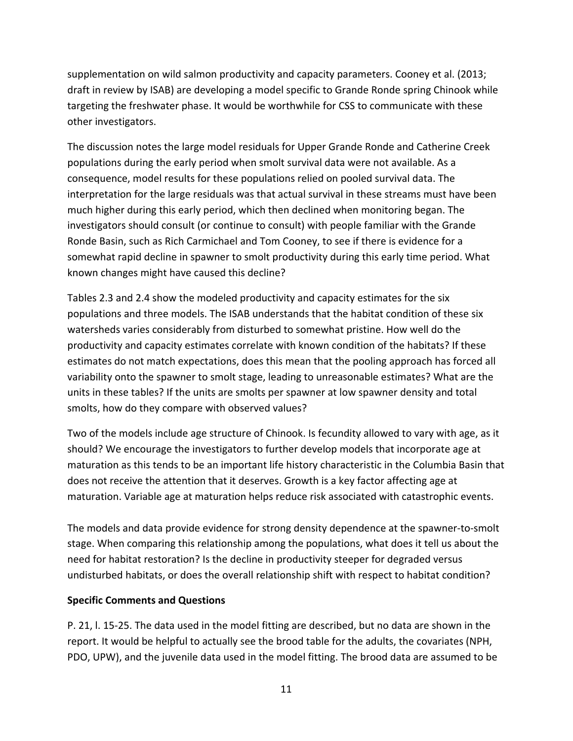supplementation on wild salmon productivity and capacity parameters. Cooney et al. (2013; draft in review by ISAB) are developing a model specific to Grande Ronde spring Chinook while targeting the freshwater phase. It would be worthwhile for CSS to communicate with these other investigators.

The discussion notes the large model residuals for Upper Grande Ronde and Catherine Creek populations during the early period when smolt survival data were not available. As a consequence, model results for these populations relied on pooled survival data. The interpretation for the large residuals was that actual survival in these streams must have been much higher during this early period, which then declined when monitoring began. The investigators should consult (or continue to consult) with people familiar with the Grande Ronde Basin, such as Rich Carmichael and Tom Cooney, to see if there is evidence for a somewhat rapid decline in spawner to smolt productivity during this early time period. What known changes might have caused this decline?

Tables 2.3 and 2.4 show the modeled productivity and capacity estimates for the six populations and three models. The ISAB understands that the habitat condition of these six watersheds varies considerably from disturbed to somewhat pristine. How well do the productivity and capacity estimates correlate with known condition of the habitats? If these estimates do not match expectations, does this mean that the pooling approach has forced all variability onto the spawner to smolt stage, leading to unreasonable estimates? What are the units in these tables? If the units are smolts per spawner at low spawner density and total smolts, how do they compare with observed values?

Two of the models include age structure of Chinook. Is fecundity allowed to vary with age, as it should? We encourage the investigators to further develop models that incorporate age at maturation as this tends to be an important life history characteristic in the Columbia Basin that does not receive the attention that it deserves. Growth is a key factor affecting age at maturation. Variable age at maturation helps reduce risk associated with catastrophic events.

The models and data provide evidence for strong density dependence at the spawner-to-smolt stage. When comparing this relationship among the populations, what does it tell us about the need for habitat restoration? Is the decline in productivity steeper for degraded versus undisturbed habitats, or does the overall relationship shift with respect to habitat condition?

**Specific Comments and Questions**

P. 21, l. 15-25. The data used in the model fitting are described, but no data are shown in the report. It would be helpful to actually see the brood table for the adults, the covariates (NPH, PDO, UPW), and the juvenile data used in the model fitting. The brood data are assumed to be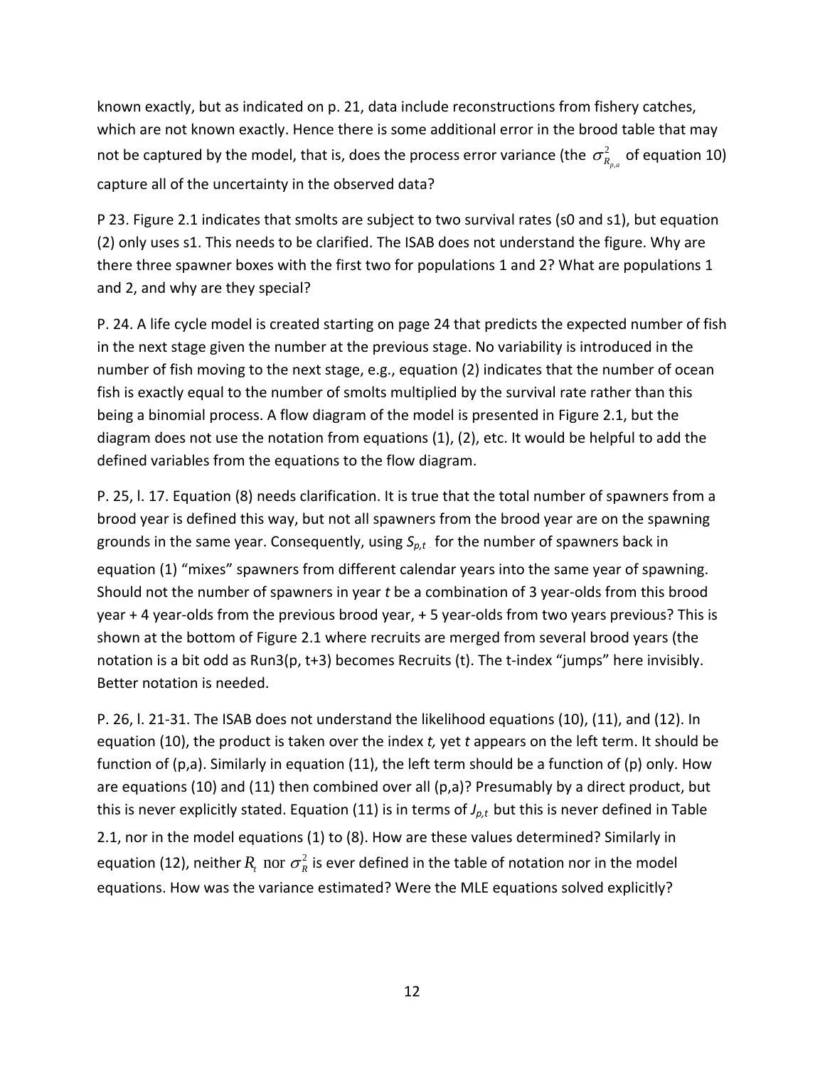known exactly, but as indicated on p. 21, data include reconstructions from fishery catches, which are not known exactly. Hence there is some additional error in the brood table that may not be captured by the model, that is, does the process error variance (the $\sigma^2_{R_{p,a}}$ of equation 10) capture all of the uncertainty in the observed data?

P 23. Figure 2.1 indicates that smolts are subject to two survival rates (s0 and s1), but equation (2) only uses s1. This needs to be clarified. The ISAB does not understand the figure. Why are there three spawner boxes with the first two for populations 1 and 2? What are populations 1 and 2, and why are they special?

P. 24. A life cycle model is created starting on page 24 that predicts the expected number of fish in the next stage given the number at the previous stage. No variability is introduced in the number of fish moving to the next stage, e.g., equation (2) indicates that the number of ocean fish is exactly equal to the number of smolts multiplied by the survival rate rather than this being a binomial process. A flow diagram of the model is presented in Figure 2.1, but the diagram does not use the notation from equations (1), (2), etc. It would be helpful to add the defined variables from the equations to the flow diagram.

P. 25, l. 17. Equation (8) needs clarification. It is true that the total number of spawners from a brood year is defined this way, but not all spawners from the brood year are on the spawning grounds in the same year. Consequently, using $S_{p,t}$ for the number of spawners back in equation (1) "mixes" spawners from different calendar years into the same year of spawning. Should not the number of spawners in year *t* be a combination of 3 year-olds from this brood year + 4 year-olds from the previous brood year, + 5 year-olds from two years previous? This is shown at the bottom of Figure 2.1 where recruits are merged from several brood years (the notation is a bit odd as Run3(p, t+3) becomes Recruits (t). The t-index "jumps" here invisibly. Better notation is needed.

P. 26, l. 21-31. The ISAB does not understand the likelihood equations (10), (11), and (12). In equation (10), the product is taken over the index *t,* yet *t* appears on the left term. It should be function of (p,a). Similarly in equation (11), the left term should be a function of (p) only. How are equations (10) and (11) then combined over all (p,a)? Presumably by a direct product, but this is never explicitly stated. Equation (11) is in terms of $J_{p,t}$ but this is never defined in Table 2.1, nor in the model equations (1) to (8). How are these values determined? Similarly in equation (12), neither $R_t$ nor $\sigma^2_R$ is ever defined in the table of notation nor in the model equations. How was the variance estimated? Were the MLE equations solved explicitly?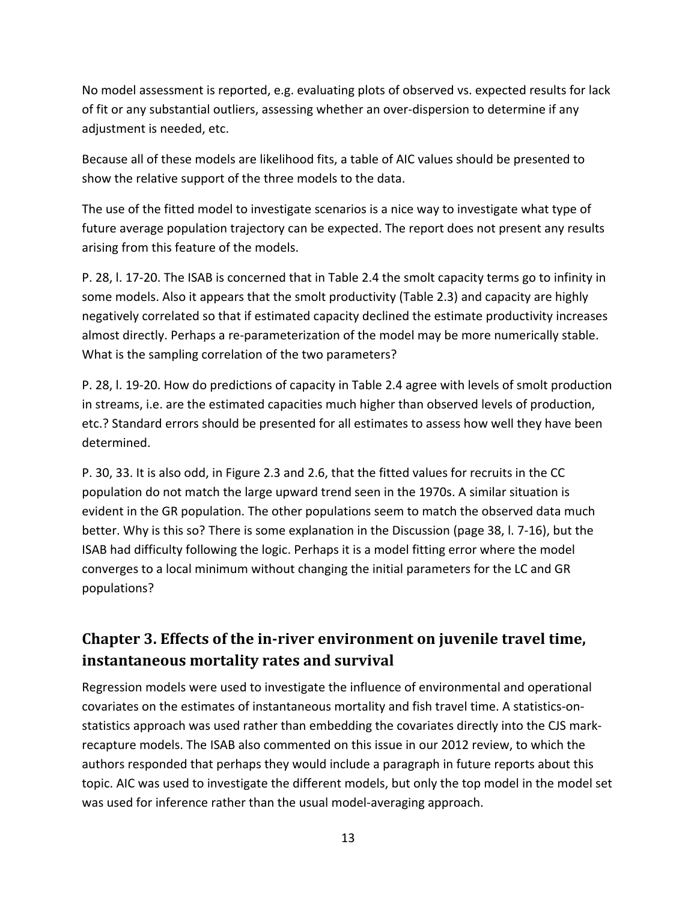No model assessment is reported, e.g. evaluating plots of observed vs. expected results for lack of fit or any substantial outliers, assessing whether an over-dispersion to determine if any adjustment is needed, etc.

Because all of these models are likelihood fits, a table of AIC values should be presented to show the relative support of the three models to the data.

The use of the fitted model to investigate scenarios is a nice way to investigate what type of future average population trajectory can be expected. The report does not present any results arising from this feature of the models.

P. 28, l. 17-20. The ISAB is concerned that in Table 2.4 the smolt capacity terms go to infinity in some models. Also it appears that the smolt productivity (Table 2.3) and capacity are highly negatively correlated so that if estimated capacity declined the estimate productivity increases almost directly. Perhaps a re-parameterization of the model may be more numerically stable. What is the sampling correlation of the two parameters?

P. 28, l. 19-20. How do predictions of capacity in Table 2.4 agree with levels of smolt production in streams, i.e. are the estimated capacities much higher than observed levels of production, etc.? Standard errors should be presented for all estimates to assess how well they have been determined.

P. 30, 33. It is also odd, in Figure 2.3 and 2.6, that the fitted values for recruits in the CC population do not match the large upward trend seen in the 1970s. A similar situation is evident in the GR population. The other populations seem to match the observed data much better. Why is this so? There is some explanation in the Discussion (page 38, l. 7-16), but the ISAB had difficulty following the logic. Perhaps it is a model fitting error where the model converges to a local minimum without changing the initial parameters for the LC and GR populations?

## Chapter 3. Effects of the in-river environment on juvenile travel time, instantaneous mortality rates and survival

Regression models were used to investigate the influence of environmental and operational covariates on the estimates of instantaneous mortality and fish travel time. A statistics-on-statistics approach was used rather than embedding the covariates directly into the CJS mark-recapture models. The ISAB also commented on this issue in our 2012 review, to which the authors responded that perhaps they would include a paragraph in future reports about this topic. AIC was used to investigate the different models, but only the top model in the model set was used for inference rather than the usual model-averaging approach.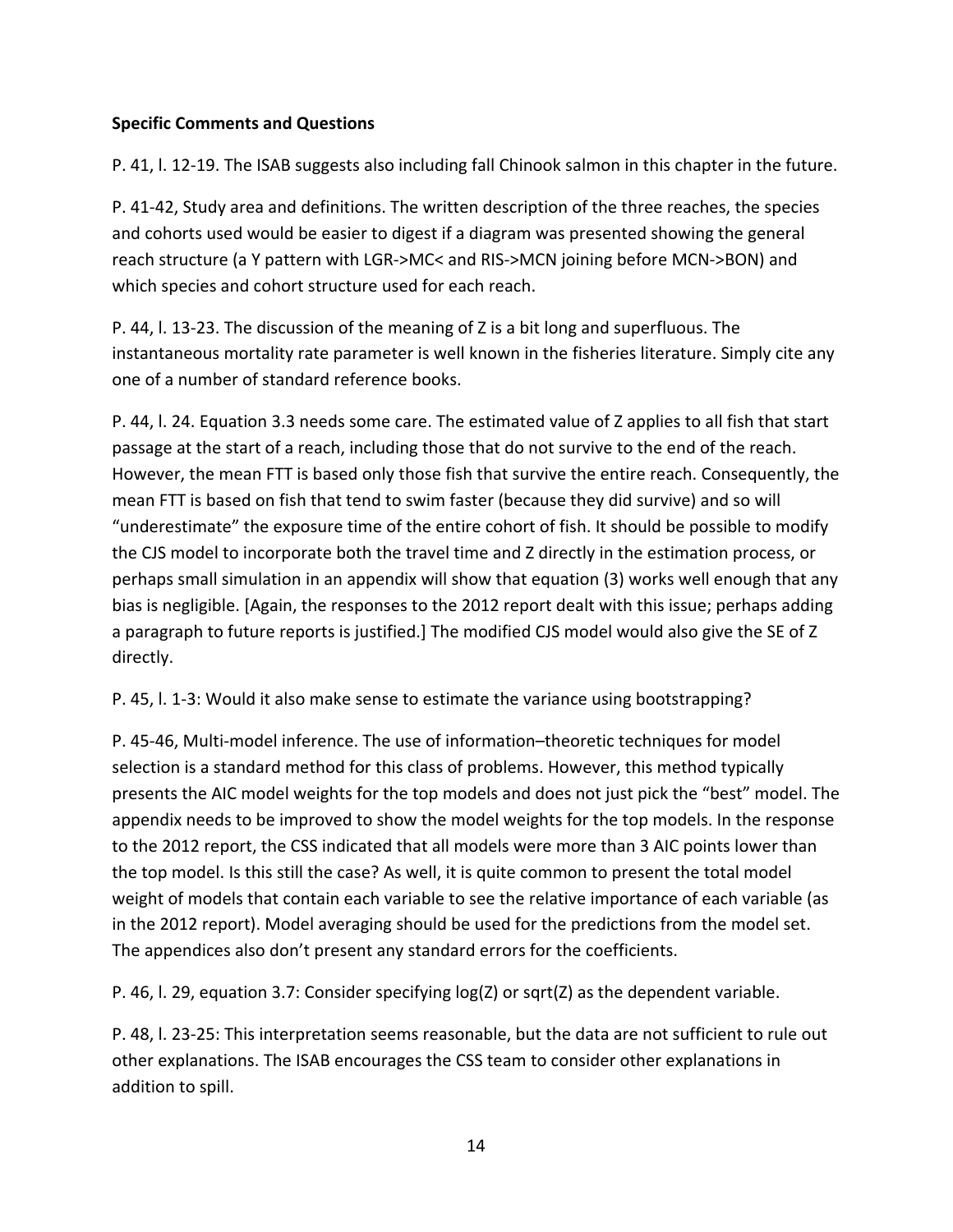**Specific Comments and Questions**

P. 41, l. 12-19. The ISAB suggests also including fall Chinook salmon in this chapter in the future.

P. 41-42, Study area and definitions. The written description of the three reaches, the species and cohorts used would be easier to digest if a diagram was presented showing the general reach structure (a Y pattern with LGR->MC< and RIS->MCN joining before MCN->BON) and which species and cohort structure used for each reach.

P. 44, l. 13-23. The discussion of the meaning of Z is a bit long and superfluous. The instantaneous mortality rate parameter is well known in the fisheries literature. Simply cite any one of a number of standard reference books.

P. 44, l. 24. Equation 3.3 needs some care. The estimated value of Z applies to all fish that start passage at the start of a reach, including those that do not survive to the end of the reach. However, the mean FTT is based only those fish that survive the entire reach. Consequently, the mean FTT is based on fish that tend to swim faster (because they did survive) and so will "underestimate" the exposure time of the entire cohort of fish. It should be possible to modify the CJS model to incorporate both the travel time and Z directly in the estimation process, or perhaps small simulation in an appendix will show that equation (3) works well enough that any bias is negligible. [Again, the responses to the 2012 report dealt with this issue; perhaps adding a paragraph to future reports is justified.] The modified CJS model would also give the SE of Z directly.

P. 45, l. 1-3: Would it also make sense to estimate the variance using bootstrapping?

P. 45-46, Multi-model inference. The use of information–theoretic techniques for model selection is a standard method for this class of problems. However, this method typically presents the AIC model weights for the top models and does not just pick the "best" model. The appendix needs to be improved to show the model weights for the top models. In the response to the 2012 report, the CSS indicated that all models were more than 3 AIC points lower than the top model. Is this still the case? As well, it is quite common to present the total model weight of models that contain each variable to see the relative importance of each variable (as in the 2012 report). Model averaging should be used for the predictions from the model set. The appendices also don't present any standard errors for the coefficients.

P. 46, l. 29, equation 3.7: Consider specifying log(Z) or sqrt(Z) as the dependent variable.

P. 48, l. 23-25: This interpretation seems reasonable, but the data are not sufficient to rule out other explanations. The ISAB encourages the CSS team to consider other explanations in addition to spill.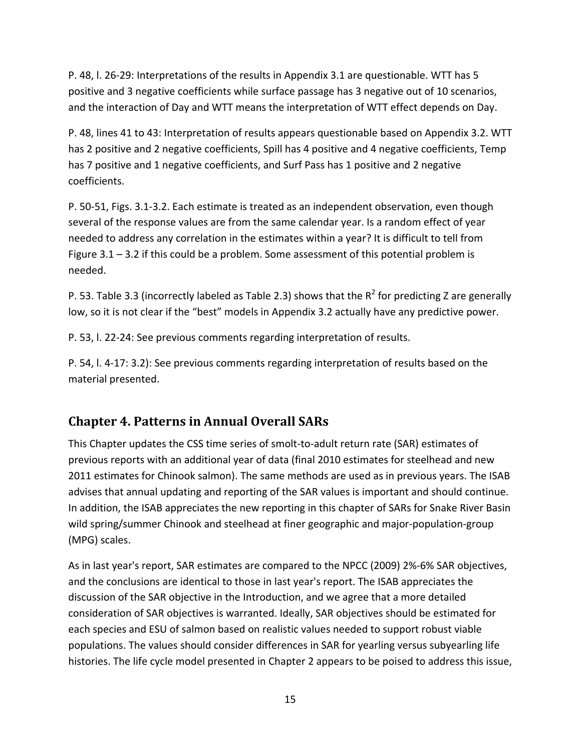P. 48, l. 26-29: Interpretations of the results in Appendix 3.1 are questionable. WTT has 5 positive and 3 negative coefficients while surface passage has 3 negative out of 10 scenarios, and the interaction of Day and WTT means the interpretation of WTT effect depends on Day.

P. 48, lines 41 to 43: Interpretation of results appears questionable based on Appendix 3.2. WTT has 2 positive and 2 negative coefficients, Spill has 4 positive and 4 negative coefficients, Temp has 7 positive and 1 negative coefficients, and Surf Pass has 1 positive and 2 negative coefficients.

P. 50-51, Figs. 3.1-3.2. Each estimate is treated as an independent observation, even though several of the response values are from the same calendar year. Is a random effect of year needed to address any correlation in the estimates within a year? It is difficult to tell from Figure 3.1 – 3.2 if this could be a problem. Some assessment of this potential problem is needed.

P. 53. Table 3.3 (incorrectly labeled as Table 2.3) shows that the $R^2$ for predicting Z are generally low, so it is not clear if the "best" models in Appendix 3.2 actually have any predictive power.

P. 53, l. 22-24: See previous comments regarding interpretation of results.

P. 54, l. 4-17: 3.2): See previous comments regarding interpretation of results based on the material presented.

## Chapter 4. Patterns in Annual Overall SARs

This Chapter updates the CSS time series of smolt-to-adult return rate (SAR) estimates of previous reports with an additional year of data (final 2010 estimates for steelhead and new 2011 estimates for Chinook salmon). The same methods are used as in previous years. The ISAB advises that annual updating and reporting of the SAR values is important and should continue. In addition, the ISAB appreciates the new reporting in this chapter of SARs for Snake River Basin wild spring/summer Chinook and steelhead at finer geographic and major-population-group (MPG) scales.

As in last year's report, SAR estimates are compared to the NPCC (2009) 2%-6% SAR objectives, and the conclusions are identical to those in last year's report. The ISAB appreciates the discussion of the SAR objective in the Introduction, and we agree that a more detailed consideration of SAR objectives is warranted. Ideally, SAR objectives should be estimated for each species and ESU of salmon based on realistic values needed to support robust viable populations. The values should consider differences in SAR for yearling versus subyearling life histories. The life cycle model presented in Chapter 2 appears to be poised to address this issue,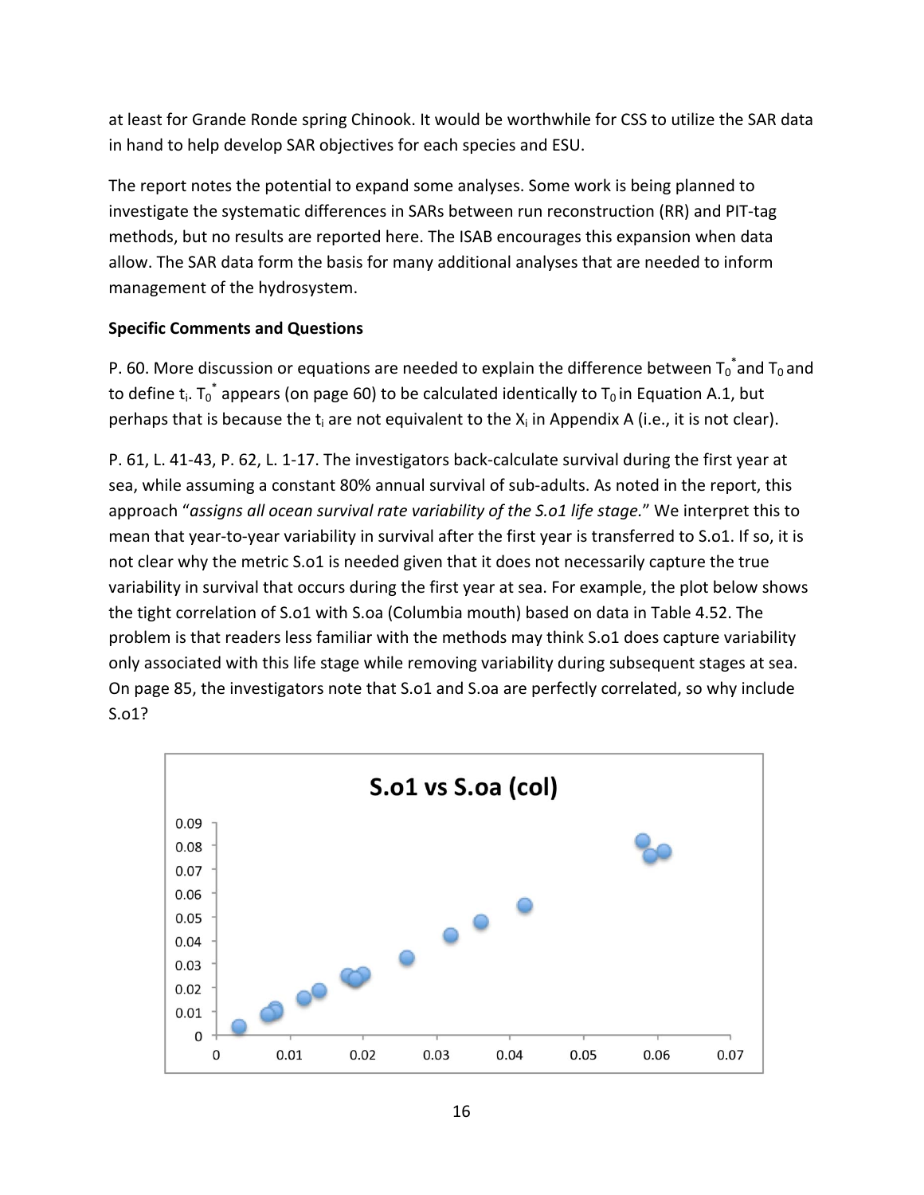at least for Grande Ronde spring Chinook. It would be worthwhile for CSS to utilize the SAR data in hand to help develop SAR objectives for each species and ESU.

The report notes the potential to expand some analyses. Some work is being planned to investigate the systematic differences in SARs between run reconstruction (RR) and PIT-tag methods, but no results are reported here. The ISAB encourages this expansion when data allow. The SAR data form the basis for many additional analyses that are needed to inform management of the hydrosystem.

**Specific Comments and Questions**

P. 60. More discussion or equations are needed to explain the difference between $T_0^*$ and $T_0$ and to define $t_i$. $T_0^*$ appears (on page 60) to be calculated identically to $T_0$ in Equation A.1, but perhaps that is because the $t_i$ are not equivalent to the $X_i$ in Appendix A (i.e., it is not clear).

P. 61, L. 41-43, P. 62, L. 1-17. The investigators back-calculate survival during the first year at sea, while assuming a constant 80% annual survival of sub-adults. As noted in the report, this approach "*assigns all ocean survival rate variability of the S.o1 life stage.*" We interpret this to mean that year-to-year variability in survival after the first year is transferred to S.o1. If so, it is not clear why the metric S.o1 is needed given that it does not necessarily capture the true variability in survival that occurs during the first year at sea. For example, the plot below shows the tight correlation of S.o1 with S.oa (Columbia mouth) based on data in Table 4.52. The problem is that readers less familiar with the methods may think S.o1 does capture variability only associated with this life stage while removing variability during subsequent stages at sea. On page 85, the investigators note that S.o1 and S.oa are perfectly correlated, so why include S.o1?

**S.o1 vs S.oa (col)**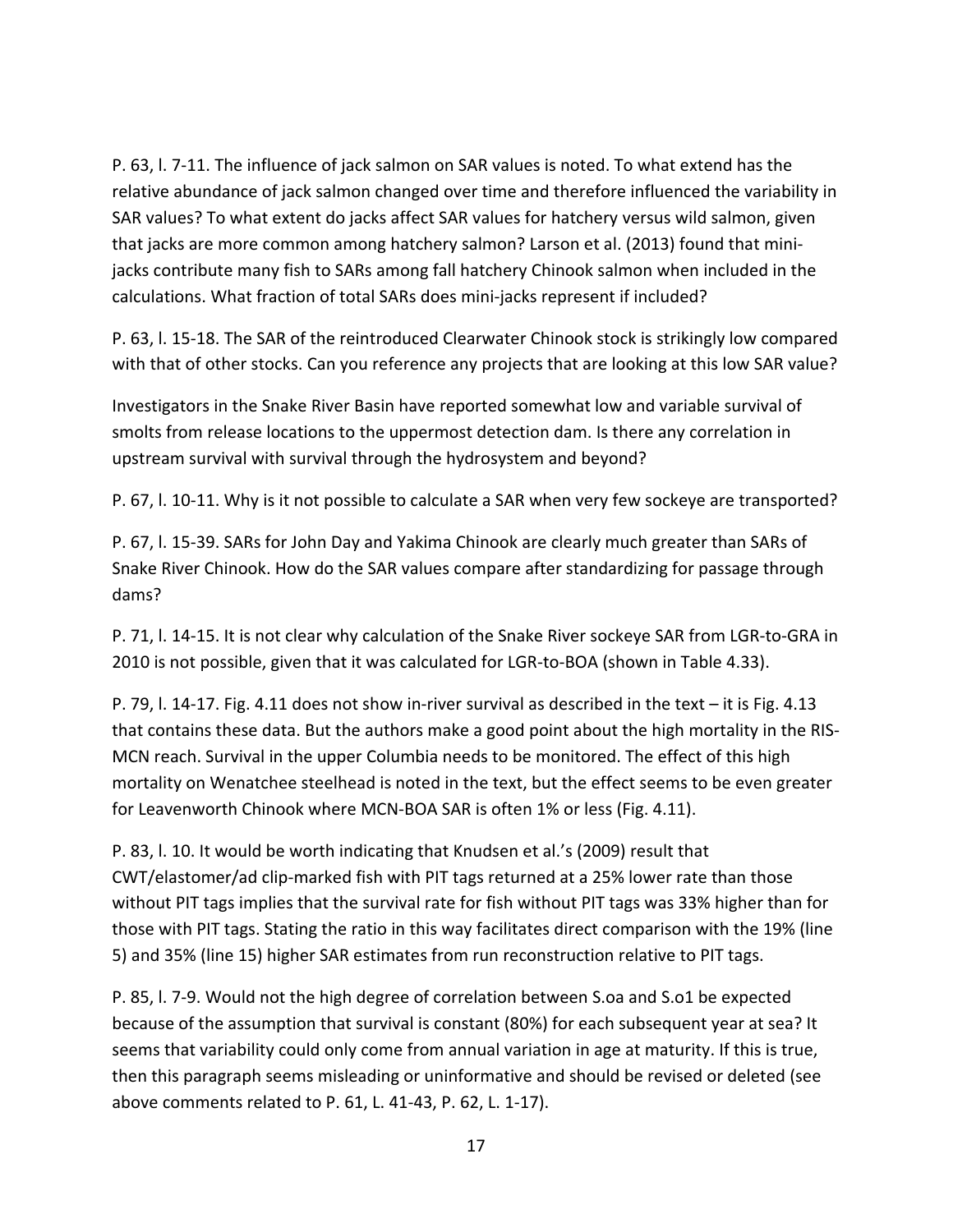P. 63, l. 7-11. The influence of jack salmon on SAR values is noted. To what extend has the relative abundance of jack salmon changed over time and therefore influenced the variability in SAR values? To what extent do jacks affect SAR values for hatchery versus wild salmon, given that jacks are more common among hatchery salmon? Larson et al. (2013) found that mini-jacks contribute many fish to SARs among fall hatchery Chinook salmon when included in the calculations. What fraction of total SARs does mini-jacks represent if included?

P. 63, l. 15-18. The SAR of the reintroduced Clearwater Chinook stock is strikingly low compared with that of other stocks. Can you reference any projects that are looking at this low SAR value?

Investigators in the Snake River Basin have reported somewhat low and variable survival of smolts from release locations to the uppermost detection dam. Is there any correlation in upstream survival with survival through the hydrosystem and beyond?

P. 67, l. 10-11. Why is it not possible to calculate a SAR when very few sockeye are transported?

P. 67, l. 15-39. SARs for John Day and Yakima Chinook are clearly much greater than SARs of Snake River Chinook. How do the SAR values compare after standardizing for passage through dams?

P. 71, l. 14-15. It is not clear why calculation of the Snake River sockeye SAR from LGR-to-GRA in 2010 is not possible, given that it was calculated for LGR-to-BOA (shown in Table 4.33).

P. 79, l. 14-17. Fig. 4.11 does not show in-river survival as described in the text – it is Fig. 4.13 that contains these data. But the authors make a good point about the high mortality in the RIS-MCN reach. Survival in the upper Columbia needs to be monitored. The effect of this high mortality on Wenatchee steelhead is noted in the text, but the effect seems to be even greater for Leavenworth Chinook where MCN-BOA SAR is often 1% or less (Fig. 4.11).

P. 83, l. 10. It would be worth indicating that Knudsen et al.'s (2009) result that CWT/elastomer/ad clip-marked fish with PIT tags returned at a 25% lower rate than those without PIT tags implies that the survival rate for fish without PIT tags was 33% higher than for those with PIT tags. Stating the ratio in this way facilitates direct comparison with the 19% (line 5) and 35% (line 15) higher SAR estimates from run reconstruction relative to PIT tags.

P. 85, l. 7-9. Would not the high degree of correlation between S.oa and S.o1 be expected because of the assumption that survival is constant (80%) for each subsequent year at sea? It seems that variability could only come from annual variation in age at maturity. If this is true, then this paragraph seems misleading or uninformative and should be revised or deleted (see above comments related to P. 61, L. 41-43, P. 62, L. 1-17).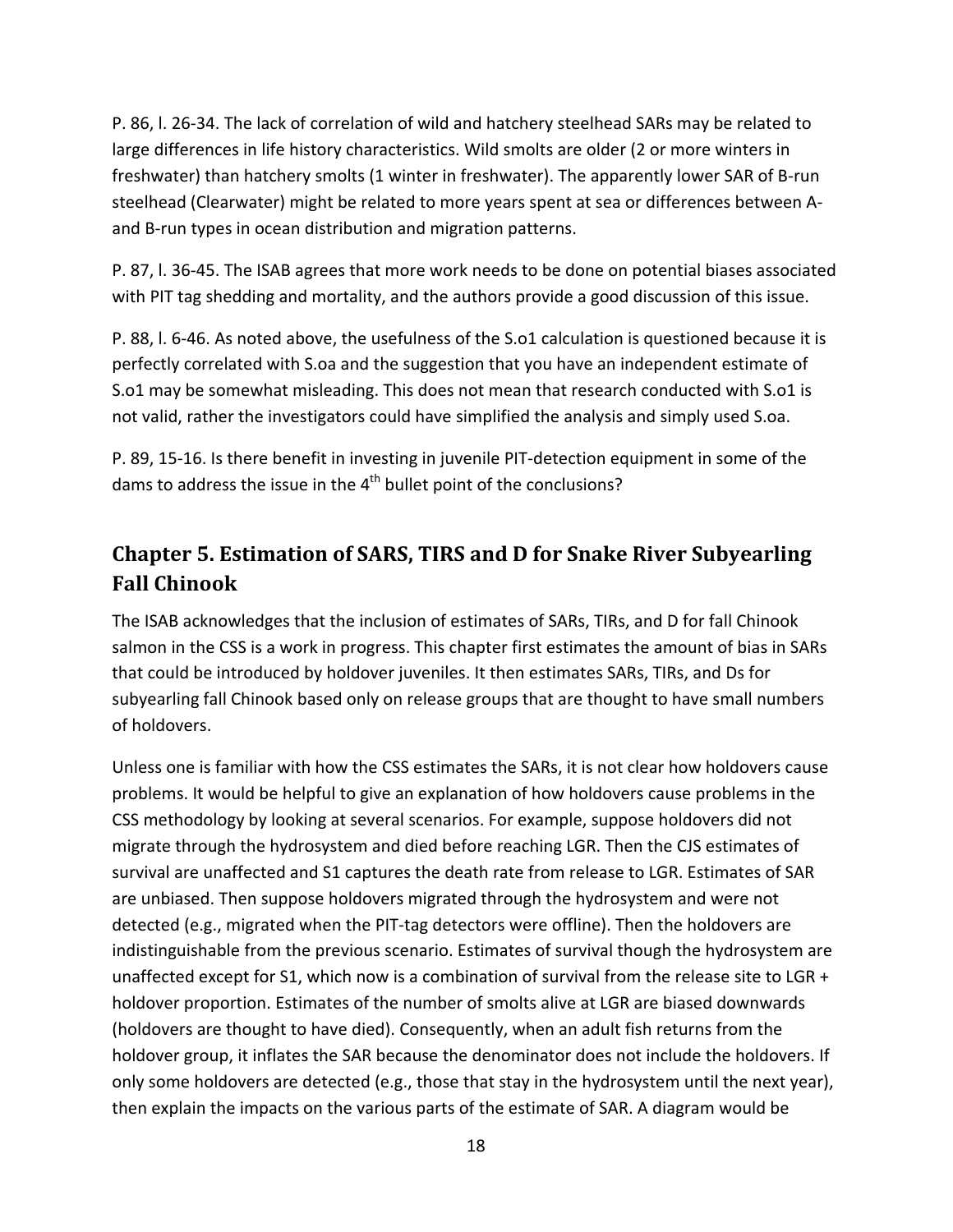P. 86, l. 26-34. The lack of correlation of wild and hatchery steelhead SARs may be related to large differences in life history characteristics. Wild smolts are older (2 or more winters in freshwater) than hatchery smolts (1 winter in freshwater). The apparently lower SAR of B-run steelhead (Clearwater) might be related to more years spent at sea or differences between A- and B-run types in ocean distribution and migration patterns.

P. 87, l. 36-45. The ISAB agrees that more work needs to be done on potential biases associated with PIT tag shedding and mortality, and the authors provide a good discussion of this issue.

P. 88, l. 6-46. As noted above, the usefulness of the S.o1 calculation is questioned because it is perfectly correlated with S.oa and the suggestion that you have an independent estimate of S.o1 may be somewhat misleading. This does not mean that research conducted with S.o1 is not valid, rather the investigators could have simplified the analysis and simply used S.oa.

P. 89, 15-16. Is there benefit in investing in juvenile PIT-detection equipment in some of the dams to address the issue in the 4$^{th}$ bullet point of the conclusions?

## Chapter 5. Estimation of SARS, TIRS and D for Snake River Subyearling Fall Chinook

The ISAB acknowledges that the inclusion of estimates of SARs, TIRs, and D for fall Chinook salmon in the CSS is a work in progress. This chapter first estimates the amount of bias in SARs that could be introduced by holdover juveniles. It then estimates SARs, TIRs, and Ds for subyearling fall Chinook based only on release groups that are thought to have small numbers of holdovers.

Unless one is familiar with how the CSS estimates the SARs, it is not clear how holdovers cause problems. It would be helpful to give an explanation of how holdovers cause problems in the CSS methodology by looking at several scenarios. For example, suppose holdovers did not migrate through the hydrosystem and died before reaching LGR. Then the CJS estimates of survival are unaffected and S1 captures the death rate from release to LGR. Estimates of SAR are unbiased. Then suppose holdovers migrated through the hydrosystem and were not detected (e.g., migrated when the PIT-tag detectors were offline). Then the holdovers are indistinguishable from the previous scenario. Estimates of survival though the hydrosystem are unaffected except for S1, which now is a combination of survival from the release site to LGR + holdover proportion. Estimates of the number of smolts alive at LGR are biased downwards (holdovers are thought to have died). Consequently, when an adult fish returns from the holdover group, it inflates the SAR because the denominator does not include the holdovers. If only some holdovers are detected (e.g., those that stay in the hydrosystem until the next year), then explain the impacts on the various parts of the estimate of SAR. A diagram would be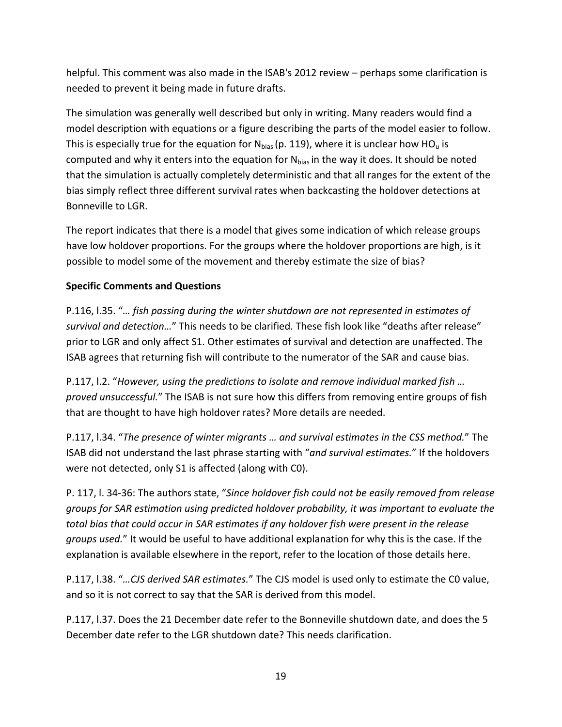helpful. This comment was also made in the ISAB's 2012 review – perhaps some clarification is needed to prevent it being made in future drafts.

The simulation was generally well described but only in writing. Many readers would find a model description with equations or a figure describing the parts of the model easier to follow. This is especially true for the equation for $N_{bias}$ (p. 119), where it is unclear how $HO_u$ is computed and why it enters into the equation for $N_{bias}$ in the way it does. It should be noted that the simulation is actually completely deterministic and that all ranges for the extent of the bias simply reflect three different survival rates when backcasting the holdover detections at Bonneville to LGR.

The report indicates that there is a model that gives some indication of which release groups have low holdover proportions. For the groups where the holdover proportions are high, is it possible to model some of the movement and thereby estimate the size of bias?

**Specific Comments and Questions**

P.116, l.35. "*… fish passing during the winter shutdown are not represented in estimates of survival and detection…*" This needs to be clarified. These fish look like "deaths after release" prior to LGR and only affect S1. Other estimates of survival and detection are unaffected. The ISAB agrees that returning fish will contribute to the numerator of the SAR and cause bias.

P.117, l.2. "*However, using the predictions to isolate and remove individual marked fish … proved unsuccessful.*" The ISAB is not sure how this differs from removing entire groups of fish that are thought to have high holdover rates? More details are needed.

P.117, l.34. "*The presence of winter migrants … and survival estimates in the CSS method.*" The ISAB did not understand the last phrase starting with "*and survival estimates.*" If the holdovers were not detected, only S1 is affected (along with C0).

P. 117, l. 34-36: The authors state, "*Since holdover fish could not be easily removed from release groups for SAR estimation using predicted holdover probability, it was important to evaluate the total bias that could occur in SAR estimates if any holdover fish were present in the release groups used.*" It would be useful to have additional explanation for why this is the case. If the explanation is available elsewhere in the report, refer to the location of those details here.

P.117, l.38. "*…CJS derived SAR estimates.*" The CJS model is used only to estimate the C0 value, and so it is not correct to say that the SAR is derived from this model.

P.117, l.37. Does the 21 December date refer to the Bonneville shutdown date, and does the 5 December date refer to the LGR shutdown date? This needs clarification.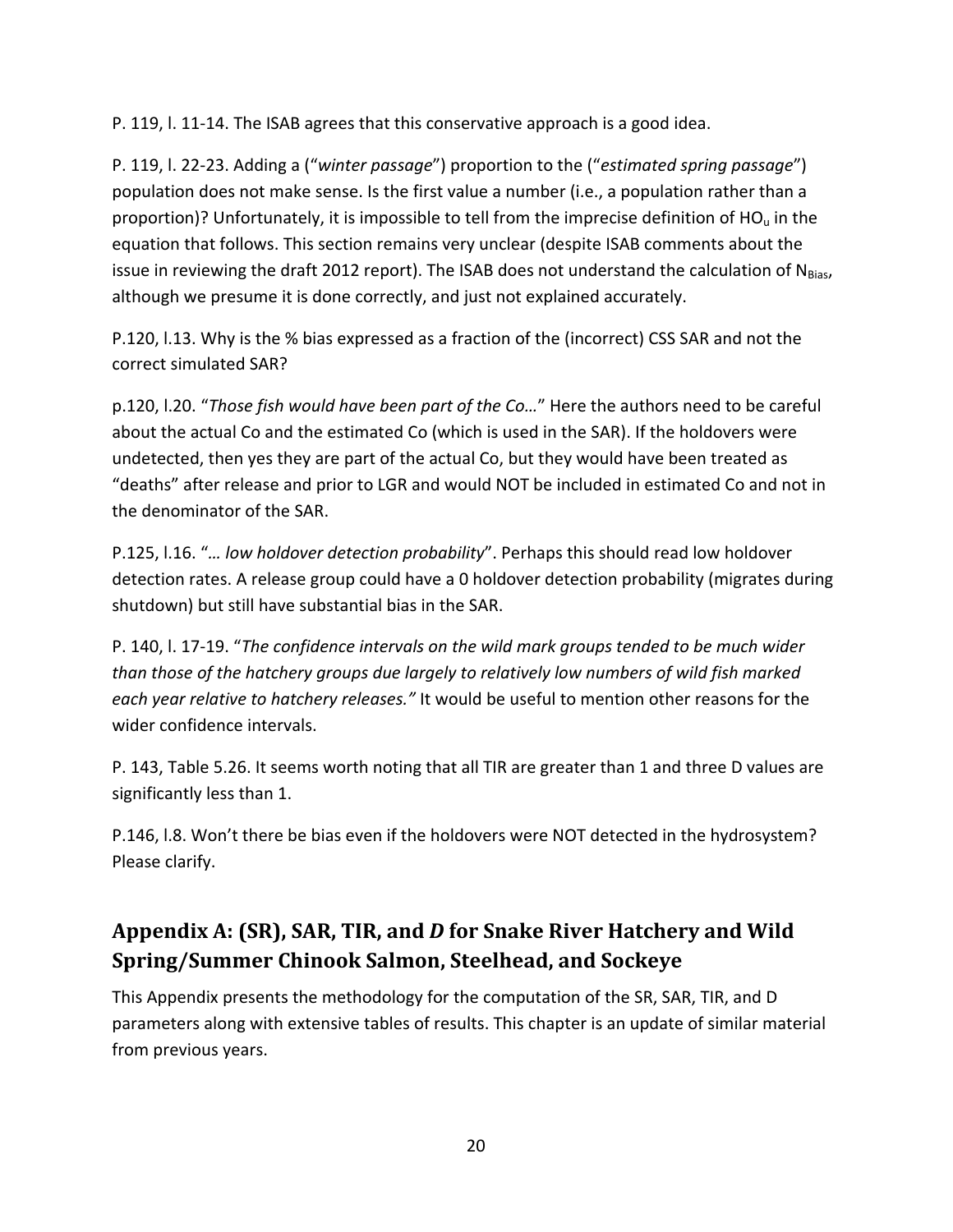P. 119, l. 11-14. The ISAB agrees that this conservative approach is a good idea.

P. 119, l. 22-23. Adding a ("*winter passage*") proportion to the ("*estimated spring passage*") population does not make sense. Is the first value a number (i.e., a population rather than a proportion)? Unfortunately, it is impossible to tell from the imprecise definition of $HO_u$ in the equation that follows. This section remains very unclear (despite ISAB comments about the issue in reviewing the draft 2012 report). The ISAB does not understand the calculation of $N_{Bias}$, although we presume it is done correctly, and just not explained accurately.

P.120, l.13. Why is the % bias expressed as a fraction of the (incorrect) CSS SAR and not the correct simulated SAR?

p.120, l.20. "*Those fish would have been part of the Co…*" Here the authors need to be careful about the actual Co and the estimated Co (which is used in the SAR). If the holdovers were undetected, then yes they are part of the actual Co, but they would have been treated as "deaths" after release and prior to LGR and would NOT be included in estimated Co and not in the denominator of the SAR.

P.125, l.16. "*… low holdover detection probability*". Perhaps this should read low holdover detection rates. A release group could have a 0 holdover detection probability (migrates during shutdown) but still have substantial bias in the SAR.

P. 140, l. 17-19. "*The confidence intervals on the wild mark groups tended to be much wider than those of the hatchery groups due largely to relatively low numbers of wild fish marked each year relative to hatchery releases.*" It would be useful to mention other reasons for the wider confidence intervals.

P. 143, Table 5.26. It seems worth noting that all TIR are greater than 1 and three D values are significantly less than 1.

P.146, l.8. Won't there be bias even if the holdovers were NOT detected in the hydrosystem? Please clarify.

## Appendix A: (SR), SAR, TIR, and *D* for Snake River Hatchery and Wild Spring/Summer Chinook Salmon, Steelhead, and Sockeye

This Appendix presents the methodology for the computation of the SR, SAR, TIR, and D parameters along with extensive tables of results. This chapter is an update of similar material from previous years.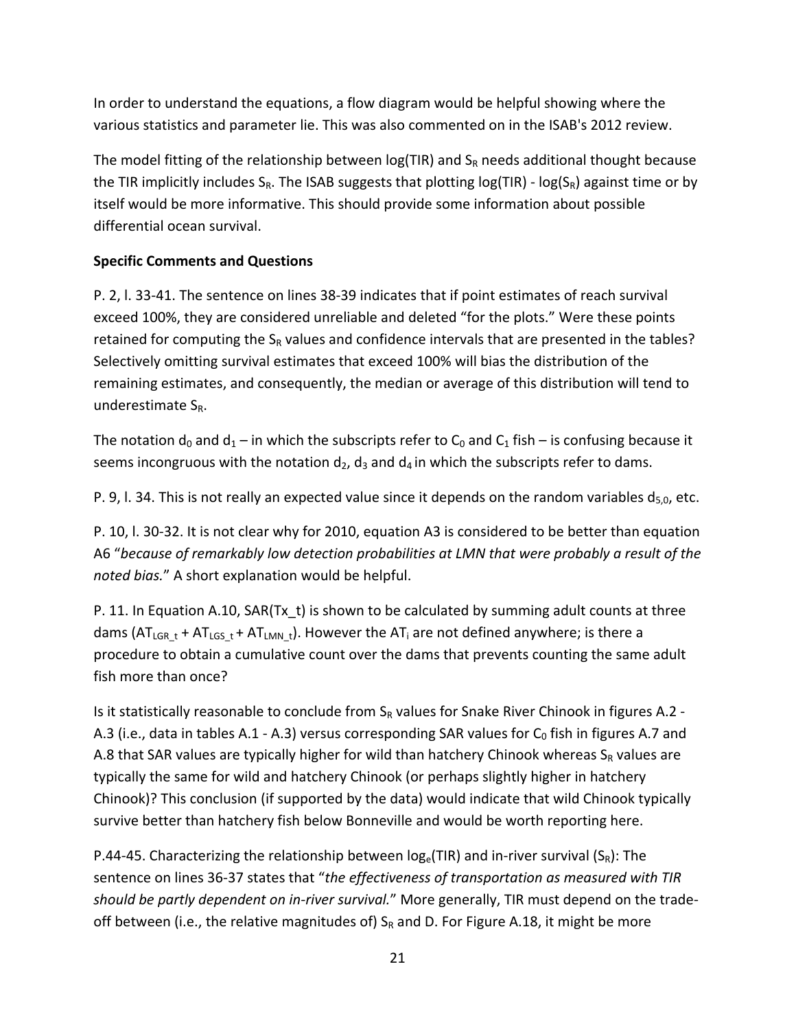In order to understand the equations, a flow diagram would be helpful showing where the various statistics and parameter lie. This was also commented on in the ISAB's 2012 review.

The model fitting of the relationship between log(TIR) and $S_R$ needs additional thought because the TIR implicitly includes $S_R$. The ISAB suggests that plotting log(TIR) - log($S_R$) against time or by itself would be more informative. This should provide some information about possible differential ocean survival.

**Specific Comments and Questions**

P. 2, l. 33-41. The sentence on lines 38-39 indicates that if point estimates of reach survival exceed 100%, they are considered unreliable and deleted "for the plots." Were these points retained for computing the $S_R$ values and confidence intervals that are presented in the tables? Selectively omitting survival estimates that exceed 100% will bias the distribution of the remaining estimates, and consequently, the median or average of this distribution will tend to underestimate $S_R$.

The notation $d_0$ and $d_1$ – in which the subscripts refer to $C_0$ and $C_1$ fish – is confusing because it seems incongruous with the notation $d_2$, $d_3$ and $d_4$ in which the subscripts refer to dams.

P. 9, l. 34. This is not really an expected value since it depends on the random variables $d_{5,0}$, etc.

P. 10, l. 30-32. It is not clear why for 2010, equation A3 is considered to be better than equation A6 "*because of remarkably low detection probabilities at LMN that were probably a result of the noted bias.*" A short explanation would be helpful.

P. 11. In Equation A.10, SAR(Tx_t) is shown to be calculated by summing adult counts at three dams ($AT_{LGR\_t} + AT_{LGS\_t} + AT_{LMN\_t}$). However the $AT_i$ are not defined anywhere; is there a procedure to obtain a cumulative count over the dams that prevents counting the same adult fish more than once?

Is it statistically reasonable to conclude from $S_R$ values for Snake River Chinook in figures A.2 - A.3 (i.e., data in tables A.1 - A.3) versus corresponding SAR values for $C_0$ fish in figures A.7 and A.8 that SAR values are typically higher for wild than hatchery Chinook whereas $S_R$ values are typically the same for wild and hatchery Chinook (or perhaps slightly higher in hatchery Chinook)? This conclusion (if supported by the data) would indicate that wild Chinook typically survive better than hatchery fish below Bonneville and would be worth reporting here.

P.44-45. Characterizing the relationship between $\log_e$(TIR) and in-river survival ($S_R$): The sentence on lines 36-37 states that "*the effectiveness of transportation as measured with TIR should be partly dependent on in-river survival.*" More generally, TIR must depend on the trade-off between (i.e., the relative magnitudes of) $S_R$ and D. For Figure A.18, it might be more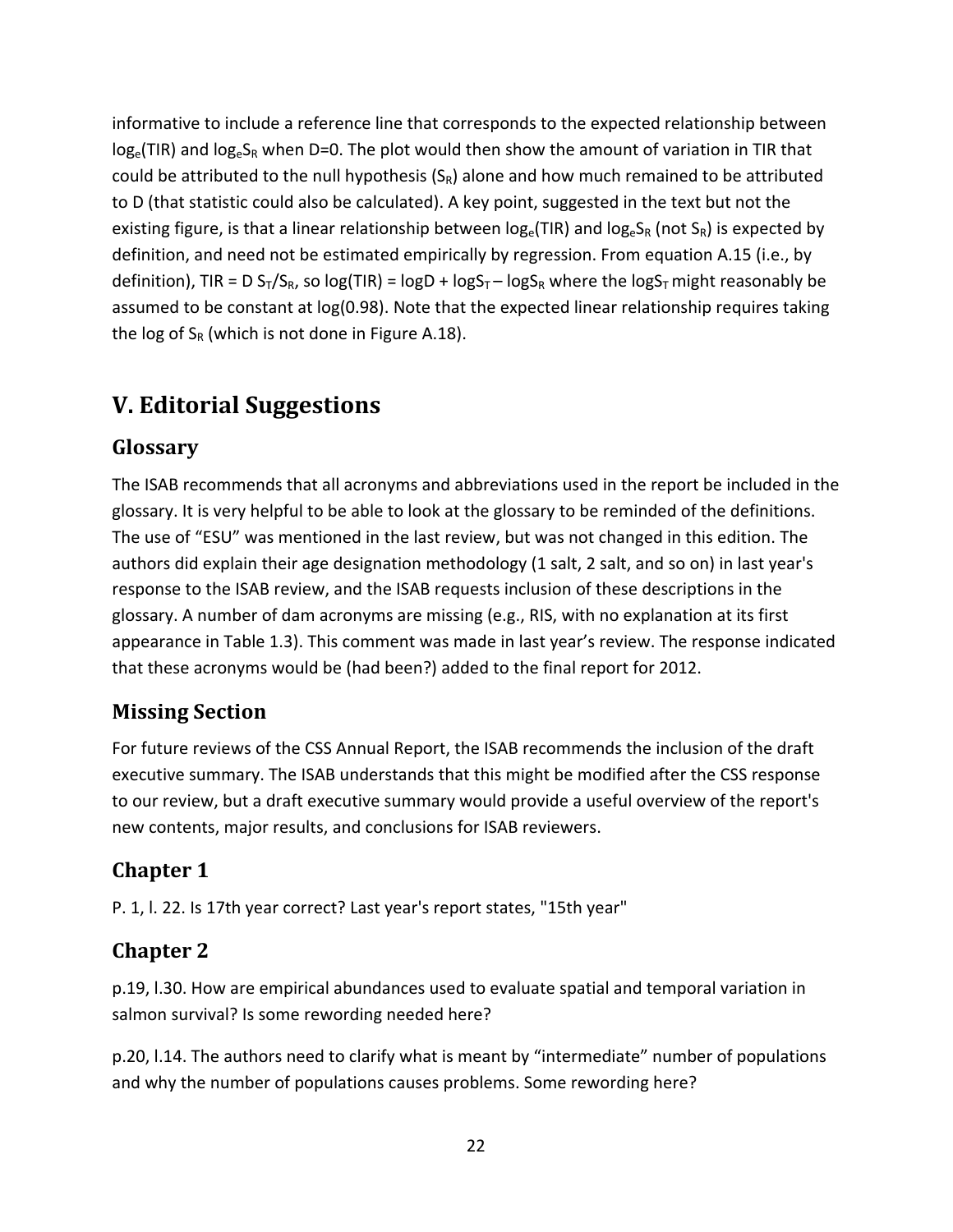informative to include a reference line that corresponds to the expected relationship between $\log_e(TIR)$ and $\log_e S_R$ when D=0. The plot would then show the amount of variation in TIR that could be attributed to the null hypothesis ($S_R$) alone and how much remained to be attributed to D (that statistic could also be calculated). A key point, suggested in the text but not the existing figure, is that a linear relationship between $\log_e(TIR)$ and $\log_e S_R$ (not $S_R$) is expected by definition, and need not be estimated empirically by regression. From equation A.15 (i.e., by definition), $TIR = D\, S_T/S_R$, so $\log(TIR) = \log D + \log S_T - \log S_R$ where the $\log S_T$ might reasonably be assumed to be constant at log(0.98). Note that the expected linear relationship requires taking the log of $S_R$ (which is not done in Figure A.18).

# V. Editorial Suggestions

## Glossary

The ISAB recommends that all acronyms and abbreviations used in the report be included in the glossary. It is very helpful to be able to look at the glossary to be reminded of the definitions. The use of "ESU" was mentioned in the last review, but was not changed in this edition. The authors did explain their age designation methodology (1 salt, 2 salt, and so on) in last year's response to the ISAB review, and the ISAB requests inclusion of these descriptions in the glossary. A number of dam acronyms are missing (e.g., RIS, with no explanation at its first appearance in Table 1.3). This comment was made in last year's review. The response indicated that these acronyms would be (had been?) added to the final report for 2012.

## Missing Section

For future reviews of the CSS Annual Report, the ISAB recommends the inclusion of the draft executive summary. The ISAB understands that this might be modified after the CSS response to our review, but a draft executive summary would provide a useful overview of the report's new contents, major results, and conclusions for ISAB reviewers.

## Chapter 1

P. 1, l. 22. Is 17th year correct? Last year's report states, "15th year"

## Chapter 2

p.19, l.30. How are empirical abundances used to evaluate spatial and temporal variation in salmon survival? Is some rewording needed here?

p.20, l.14. The authors need to clarify what is meant by "intermediate" number of populations and why the number of populations causes problems. Some rewording here?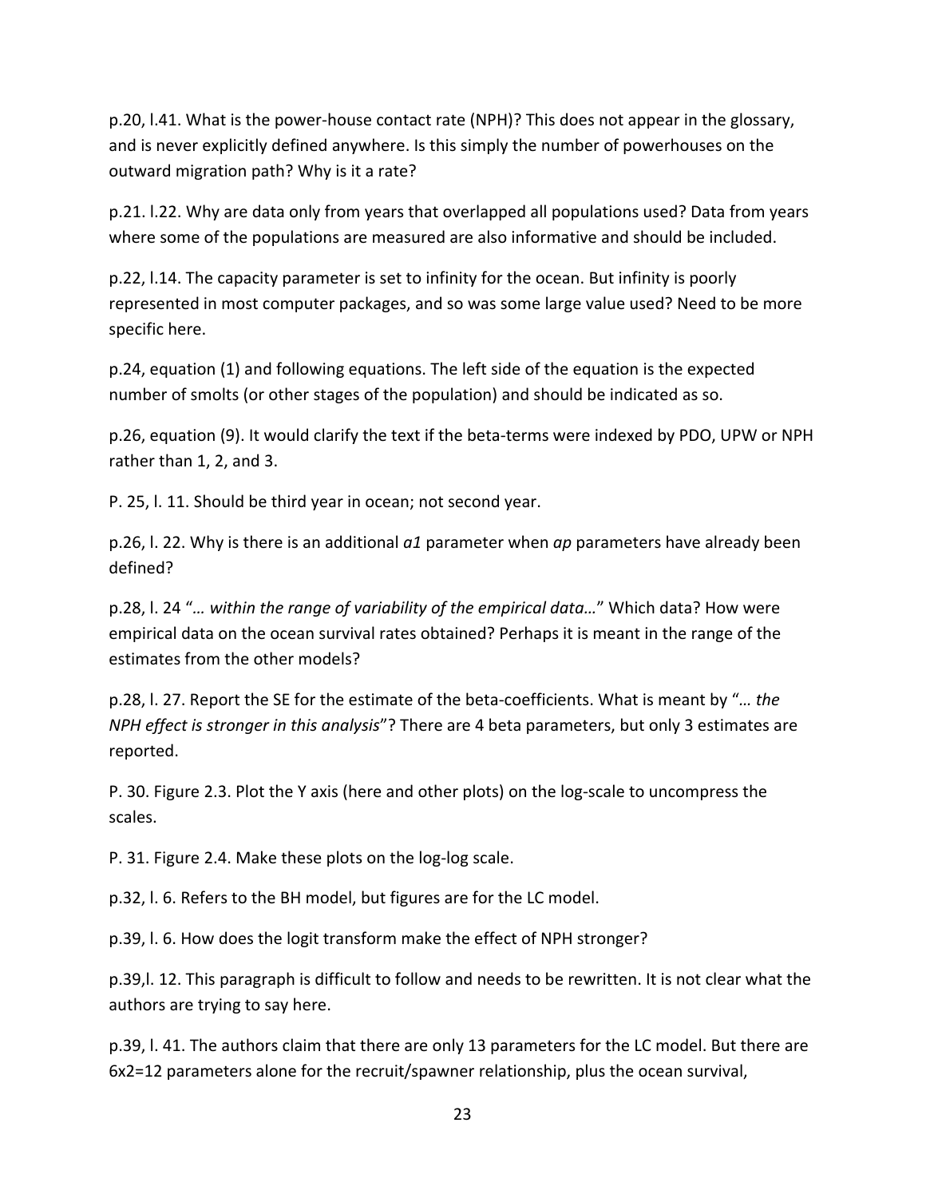p.20, l.41. What is the power-house contact rate (NPH)? This does not appear in the glossary, and is never explicitly defined anywhere. Is this simply the number of powerhouses on the outward migration path? Why is it a rate?

p.21. l.22. Why are data only from years that overlapped all populations used? Data from years where some of the populations are measured are also informative and should be included.

p.22, l.14. The capacity parameter is set to infinity for the ocean. But infinity is poorly represented in most computer packages, and so was some large value used? Need to be more specific here.

p.24, equation (1) and following equations. The left side of the equation is the expected number of smolts (or other stages of the population) and should be indicated as so.

p.26, equation (9). It would clarify the text if the beta-terms were indexed by PDO, UPW or NPH rather than 1, 2, and 3.

P. 25, l. 11. Should be third year in ocean; not second year.

p.26, l. 22. Why is there is an additional *a1* parameter when *ap* parameters have already been defined?

p.28, l. 24 "*… within the range of variability of the empirical data…*" Which data? How were empirical data on the ocean survival rates obtained? Perhaps it is meant in the range of the estimates from the other models?

p.28, l. 27. Report the SE for the estimate of the beta-coefficients. What is meant by "*… the NPH effect is stronger in this analysis*"? There are 4 beta parameters, but only 3 estimates are reported.

P. 30. Figure 2.3. Plot the Y axis (here and other plots) on the log-scale to uncompress the scales.

P. 31. Figure 2.4. Make these plots on the log-log scale.

p.32, l. 6. Refers to the BH model, but figures are for the LC model.

p.39, l. 6. How does the logit transform make the effect of NPH stronger?

p.39,l. 12. This paragraph is difficult to follow and needs to be rewritten. It is not clear what the authors are trying to say here.

p.39, l. 41. The authors claim that there are only 13 parameters for the LC model. But there are 6x2=12 parameters alone for the recruit/spawner relationship, plus the ocean survival,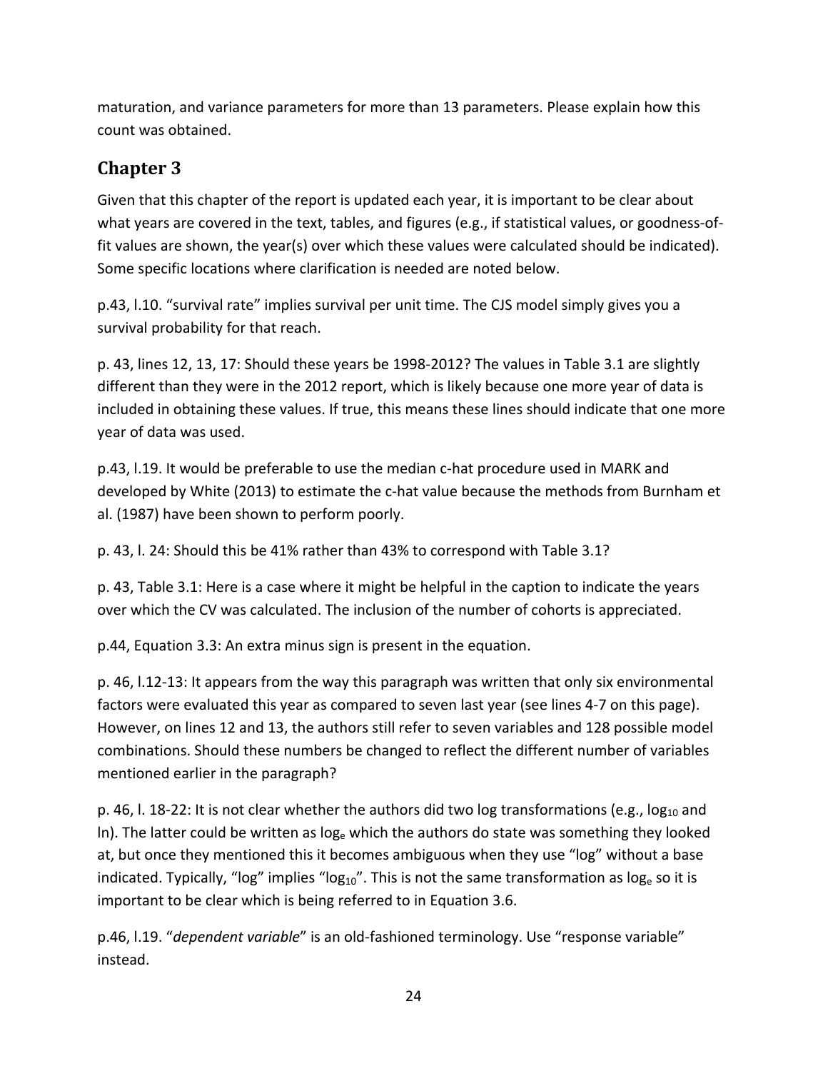maturation, and variance parameters for more than 13 parameters. Please explain how this count was obtained.

## Chapter 3

Given that this chapter of the report is updated each year, it is important to be clear about what years are covered in the text, tables, and figures (e.g., if statistical values, or goodness-of-fit values are shown, the year(s) over which these values were calculated should be indicated). Some specific locations where clarification is needed are noted below.

p.43, l.10. “survival rate” implies survival per unit time. The CJS model simply gives you a survival probability for that reach.

p. 43, lines 12, 13, 17: Should these years be 1998-2012? The values in Table 3.1 are slightly different than they were in the 2012 report, which is likely because one more year of data is included in obtaining these values. If true, this means these lines should indicate that one more year of data was used.

p.43, l.19. It would be preferable to use the median c-hat procedure used in MARK and developed by White (2013) to estimate the c-hat value because the methods from Burnham et al. (1987) have been shown to perform poorly.

p. 43, l. 24: Should this be 41% rather than 43% to correspond with Table 3.1?

p. 43, Table 3.1: Here is a case where it might be helpful in the caption to indicate the years over which the CV was calculated. The inclusion of the number of cohorts is appreciated.

p.44, Equation 3.3: An extra minus sign is present in the equation.

p. 46, l.12-13: It appears from the way this paragraph was written that only six environmental factors were evaluated this year as compared to seven last year (see lines 4-7 on this page). However, on lines 12 and 13, the authors still refer to seven variables and 128 possible model combinations. Should these numbers be changed to reflect the different number of variables mentioned earlier in the paragraph?

p. 46, l. 18-22: It is not clear whether the authors did two log transformations (e.g., $\log_{10}$ and ln). The latter could be written as $\log_e$ which the authors do state was something they looked at, but once they mentioned this it becomes ambiguous when they use “log” without a base indicated. Typically, “log” implies “$\log_{10}$”. This is not the same transformation as $\log_e$ so it is important to be clear which is being referred to in Equation 3.6.

p.46, l.19. “*dependent variable*” is an old-fashioned terminology. Use “response variable” instead.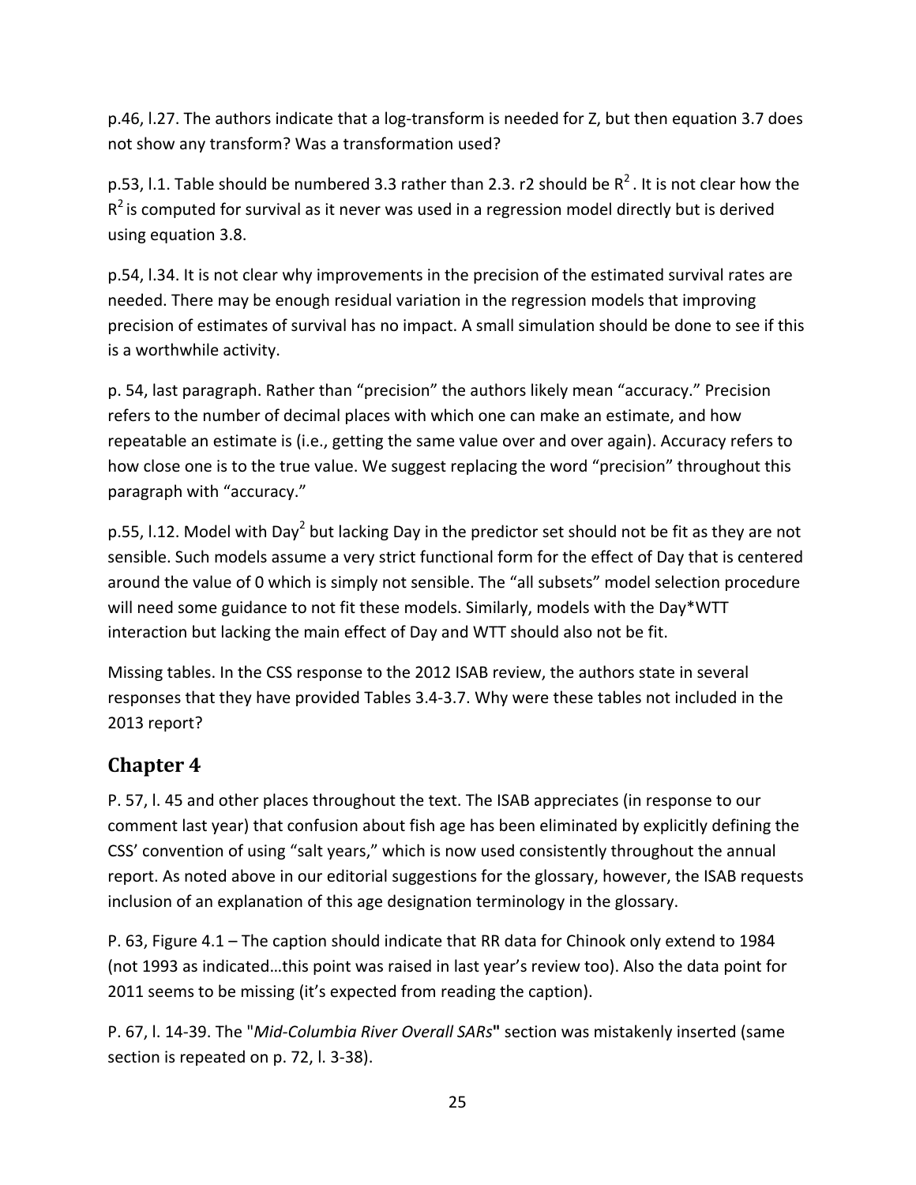p.46, l.27. The authors indicate that a log-transform is needed for Z, but then equation 3.7 does not show any transform? Was a transformation used?

p.53, l.1. Table should be numbered 3.3 rather than 2.3. r2 should be $R^2$. It is not clear how the $R^2$ is computed for survival as it never was used in a regression model directly but is derived using equation 3.8.

p.54, l.34. It is not clear why improvements in the precision of the estimated survival rates are needed. There may be enough residual variation in the regression models that improving precision of estimates of survival has no impact. A small simulation should be done to see if this is a worthwhile activity.

p. 54, last paragraph. Rather than "precision" the authors likely mean "accuracy." Precision refers to the number of decimal places with which one can make an estimate, and how repeatable an estimate is (i.e., getting the same value over and over again). Accuracy refers to how close one is to the true value. We suggest replacing the word "precision" throughout this paragraph with "accuracy."

p.55, l.12. Model with $Day^2$ but lacking Day in the predictor set should not be fit as they are not sensible. Such models assume a very strict functional form for the effect of Day that is centered around the value of 0 which is simply not sensible. The "all subsets" model selection procedure will need some guidance to not fit these models. Similarly, models with the Day*WTT interaction but lacking the main effect of Day and WTT should also not be fit.

Missing tables. In the CSS response to the 2012 ISAB review, the authors state in several responses that they have provided Tables 3.4-3.7. Why were these tables not included in the 2013 report?

## Chapter 4

P. 57, l. 45 and other places throughout the text. The ISAB appreciates (in response to our comment last year) that confusion about fish age has been eliminated by explicitly defining the CSS' convention of using "salt years," which is now used consistently throughout the annual report. As noted above in our editorial suggestions for the glossary, however, the ISAB requests inclusion of an explanation of this age designation terminology in the glossary.

P. 63, Figure 4.1 – The caption should indicate that RR data for Chinook only extend to 1984 (not 1993 as indicated…this point was raised in last year's review too). Also the data point for 2011 seems to be missing (it's expected from reading the caption).

P. 67, l. 14-39. The "*Mid-Columbia River Overall SARs*" section was mistakenly inserted (same section is repeated on p. 72, l. 3-38).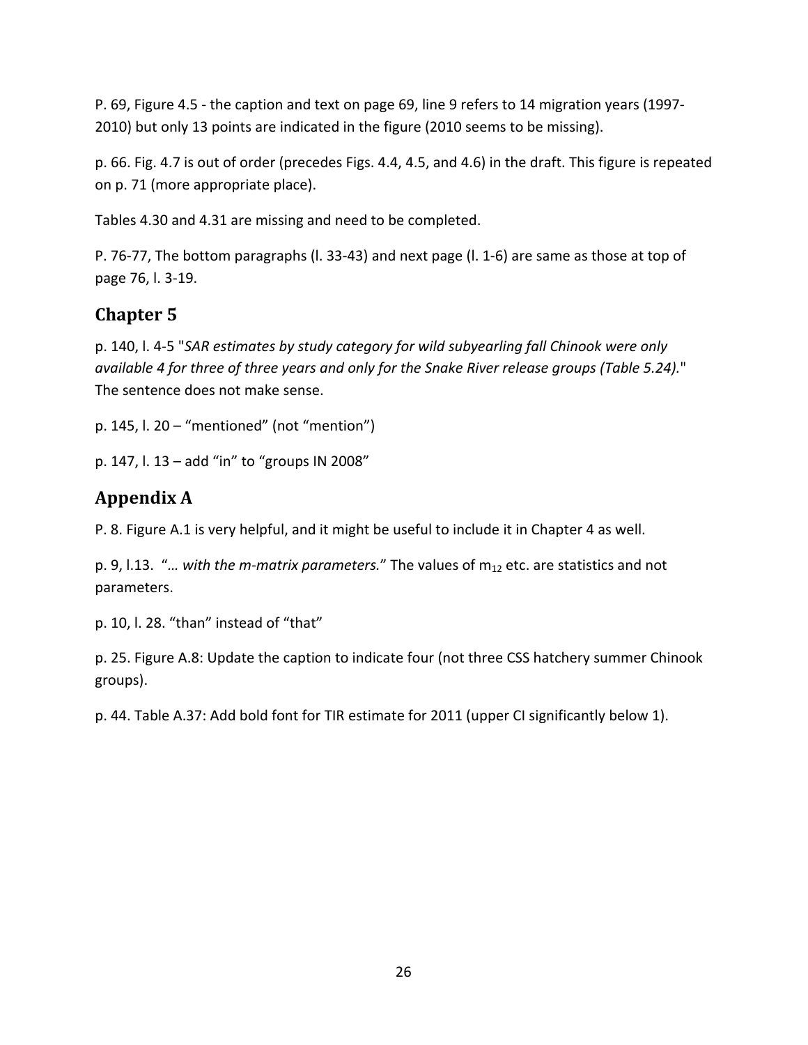P. 69, Figure 4.5 - the caption and text on page 69, line 9 refers to 14 migration years (1997-2010) but only 13 points are indicated in the figure (2010 seems to be missing).

p. 66. Fig. 4.7 is out of order (precedes Figs. 4.4, 4.5, and 4.6) in the draft. This figure is repeated on p. 71 (more appropriate place).

Tables 4.30 and 4.31 are missing and need to be completed.

P. 76-77, The bottom paragraphs (l. 33-43) and next page (l. 1-6) are same as those at top of page 76, l. 3-19.

## Chapter 5

p. 140, l. 4-5 "*SAR estimates by study category for wild subyearling fall Chinook were only available 4 for three of three years and only for the Snake River release groups (Table 5.24).*" The sentence does not make sense.

p. 145, l. 20 – "mentioned" (not "mention")

p. 147, l. 13 – add "in" to "groups IN 2008"

## Appendix A

P. 8. Figure A.1 is very helpful, and it might be useful to include it in Chapter 4 as well.

p. 9, l.13. "*… with the m-matrix parameters.*" The values of $m_{12}$ etc. are statistics and not parameters.

p. 10, l. 28. "than" instead of "that"

p. 25. Figure A.8: Update the caption to indicate four (not three CSS hatchery summer Chinook groups).

p. 44. Table A.37: Add bold font for TIR estimate for 2011 (upper CI significantly below 1).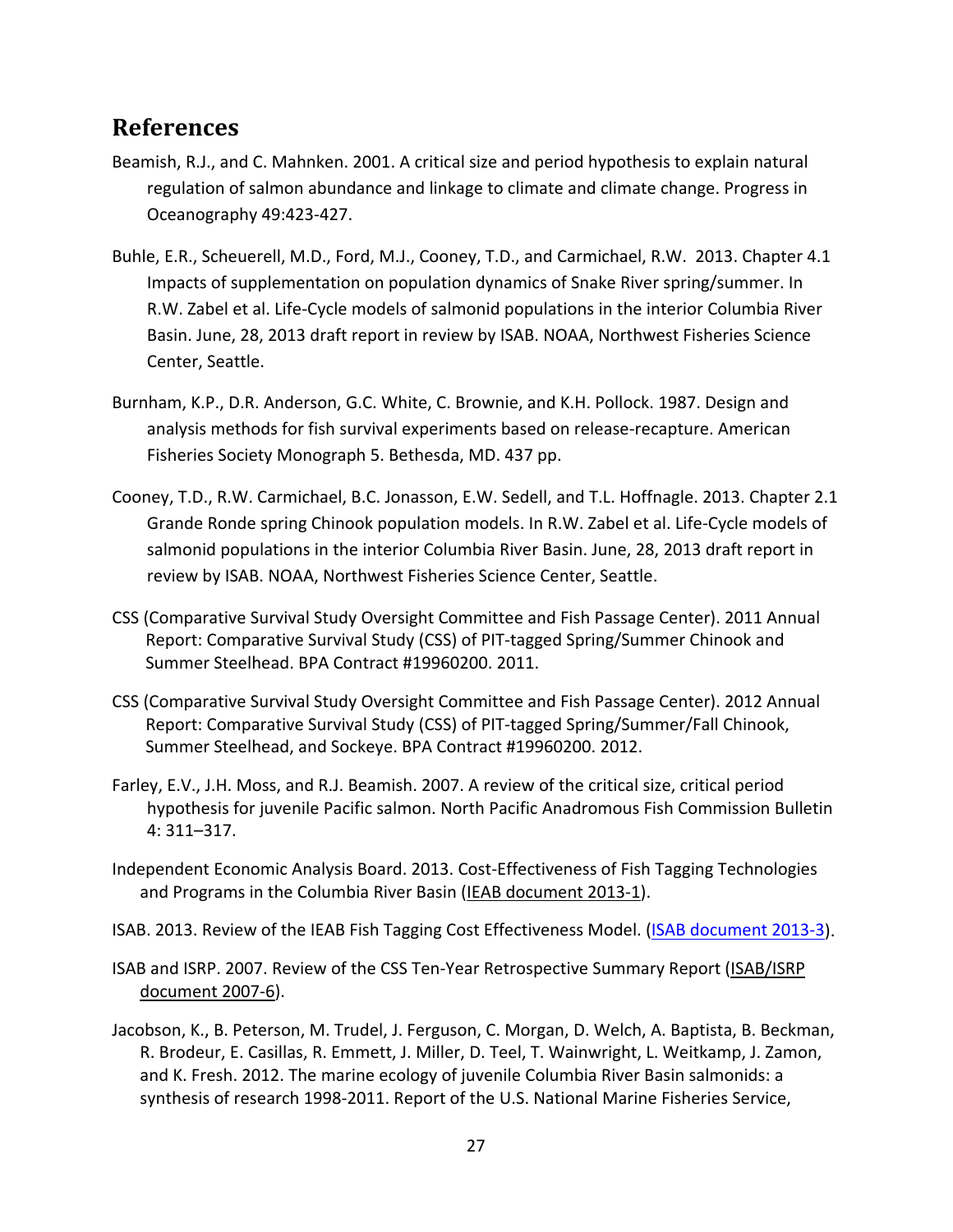## References

Beamish, R.J., and C. Mahnken. 2001. A critical size and period hypothesis to explain natural regulation of salmon abundance and linkage to climate and climate change. Progress in Oceanography 49:423-427.

Buhle, E.R., Scheuerell, M.D., Ford, M.J., Cooney, T.D., and Carmichael, R.W. 2013. Chapter 4.1 Impacts of supplementation on population dynamics of Snake River spring/summer. In R.W. Zabel et al. Life-Cycle models of salmonid populations in the interior Columbia River Basin. June, 28, 2013 draft report in review by ISAB. NOAA, Northwest Fisheries Science Center, Seattle.

Burnham, K.P., D.R. Anderson, G.C. White, C. Brownie, and K.H. Pollock. 1987. Design and analysis methods for fish survival experiments based on release-recapture. American Fisheries Society Monograph 5. Bethesda, MD. 437 pp.

Cooney, T.D., R.W. Carmichael, B.C. Jonasson, E.W. Sedell, and T.L. Hoffnagle. 2013. Chapter 2.1 Grande Ronde spring Chinook population models. In R.W. Zabel et al. Life-Cycle models of salmonid populations in the interior Columbia River Basin. June, 28, 2013 draft report in review by ISAB. NOAA, Northwest Fisheries Science Center, Seattle.

CSS (Comparative Survival Study Oversight Committee and Fish Passage Center). 2011 Annual Report: Comparative Survival Study (CSS) of PIT-tagged Spring/Summer Chinook and Summer Steelhead. BPA Contract #19960200. 2011.

CSS (Comparative Survival Study Oversight Committee and Fish Passage Center). 2012 Annual Report: Comparative Survival Study (CSS) of PIT-tagged Spring/Summer/Fall Chinook, Summer Steelhead, and Sockeye. BPA Contract #19960200. 2012.

Farley, E.V., J.H. Moss, and R.J. Beamish. 2007. A review of the critical size, critical period hypothesis for juvenile Pacific salmon. North Pacific Anadromous Fish Commission Bulletin 4: 311–317.

Independent Economic Analysis Board. 2013. Cost-Effectiveness of Fish Tagging Technologies and Programs in the Columbia River Basin (IEAB document 2013-1).

ISAB. 2013. Review of the IEAB Fish Tagging Cost Effectiveness Model. (ISAB document 2013-3).

ISAB and ISRP. 2007. Review of the CSS Ten-Year Retrospective Summary Report (ISAB/ISRP document 2007-6).

Jacobson, K., B. Peterson, M. Trudel, J. Ferguson, C. Morgan, D. Welch, A. Baptista, B. Beckman, R. Brodeur, E. Casillas, R. Emmett, J. Miller, D. Teel, T. Wainwright, L. Weitkamp, J. Zamon, and K. Fresh. 2012. The marine ecology of juvenile Columbia River Basin salmonids: a synthesis of research 1998-2011. Report of the U.S. National Marine Fisheries Service,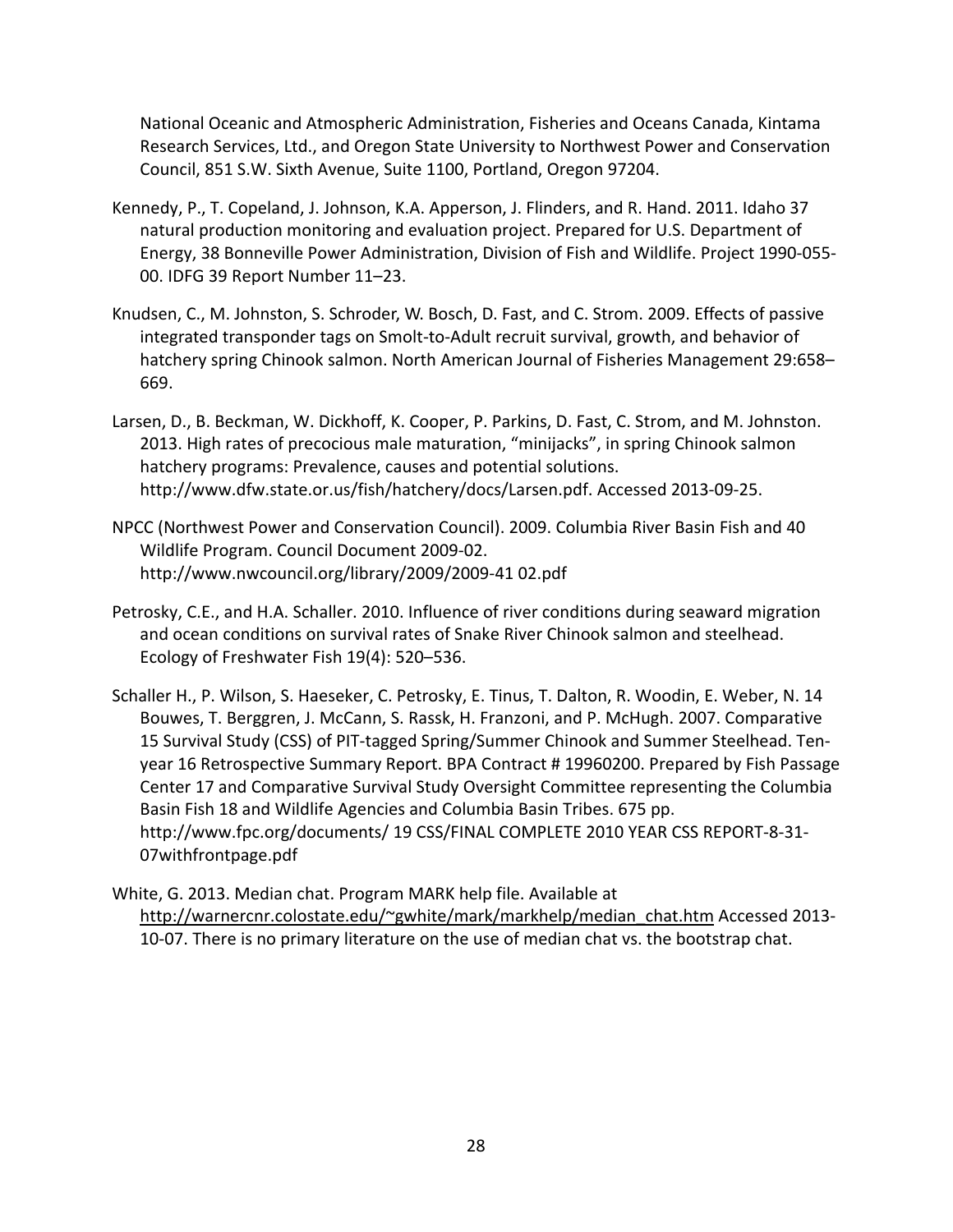National Oceanic and Atmospheric Administration, Fisheries and Oceans Canada, Kintama Research Services, Ltd., and Oregon State University to Northwest Power and Conservation Council, 851 S.W. Sixth Avenue, Suite 1100, Portland, Oregon 97204.

Kennedy, P., T. Copeland, J. Johnson, K.A. Apperson, J. Flinders, and R. Hand. 2011. Idaho 37 natural production monitoring and evaluation project. Prepared for U.S. Department of Energy, 38 Bonneville Power Administration, Division of Fish and Wildlife. Project 1990-055-00. IDFG 39 Report Number 11–23.

Knudsen, C., M. Johnston, S. Schroder, W. Bosch, D. Fast, and C. Strom. 2009. Effects of passive integrated transponder tags on Smolt-to-Adult recruit survival, growth, and behavior of hatchery spring Chinook salmon. North American Journal of Fisheries Management 29:658–669.

Larsen, D., B. Beckman, W. Dickhoff, K. Cooper, P. Parkins, D. Fast, C. Strom, and M. Johnston. 2013. High rates of precocious male maturation, "minijacks", in spring Chinook salmon hatchery programs: Prevalence, causes and potential solutions. http://www.dfw.state.or.us/fish/hatchery/docs/Larsen.pdf. Accessed 2013-09-25.

NPCC (Northwest Power and Conservation Council). 2009. Columbia River Basin Fish and 40 Wildlife Program. Council Document 2009-02. http://www.nwcouncil.org/library/2009/2009-41 02.pdf

Petrosky, C.E., and H.A. Schaller. 2010. Influence of river conditions during seaward migration and ocean conditions on survival rates of Snake River Chinook salmon and steelhead. Ecology of Freshwater Fish 19(4): 520–536.

Schaller H., P. Wilson, S. Haeseker, C. Petrosky, E. Tinus, T. Dalton, R. Woodin, E. Weber, N. 14 Bouwes, T. Berggren, J. McCann, S. Rassk, H. Franzoni, and P. McHugh. 2007. Comparative 15 Survival Study (CSS) of PIT-tagged Spring/Summer Chinook and Summer Steelhead. Ten-year 16 Retrospective Summary Report. BPA Contract # 19960200. Prepared by Fish Passage Center 17 and Comparative Survival Study Oversight Committee representing the Columbia Basin Fish 18 and Wildlife Agencies and Columbia Basin Tribes. 675 pp. http://www.fpc.org/documents/ 19 CSS/FINAL COMPLETE 2010 YEAR CSS REPORT-8-31-07withfrontpage.pdf

White, G. 2013. Median chat. Program MARK help file. Available at http://warnercnr.colostate.edu/~gwhite/mark/markhelp/median_chat.htm Accessed 2013-10-07. There is no primary literature on the use of median chat vs. the bootstrap chat.